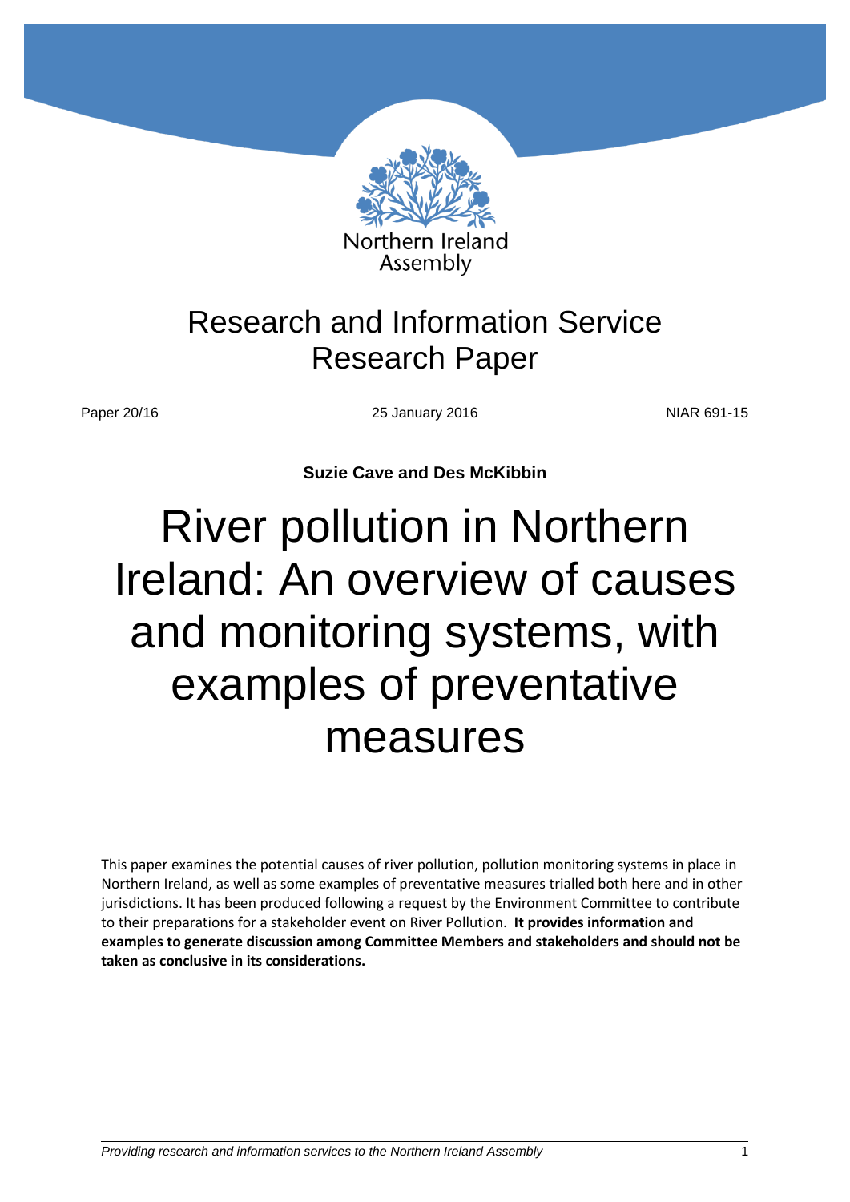Northern Ireland Assembly

Research and Information Service
Research Paper

Paper 20/16 | 25 January 2016 | NIAR 691-15

**Suzie Cave and Des McKibbin**

# River pollution in Northern Ireland: An overview of causes and monitoring systems, with examples of preventative measures

This paper examines the potential causes of river pollution, pollution monitoring systems in place in Northern Ireland, as well as some examples of preventative measures trialled both here and in other jurisdictions. It has been produced following a request by the Environment Committee to contribute to their preparations for a stakeholder event on River Pollution. **It provides information and examples to generate discussion among Committee Members and stakeholders and should not be taken as conclusive in its considerations.**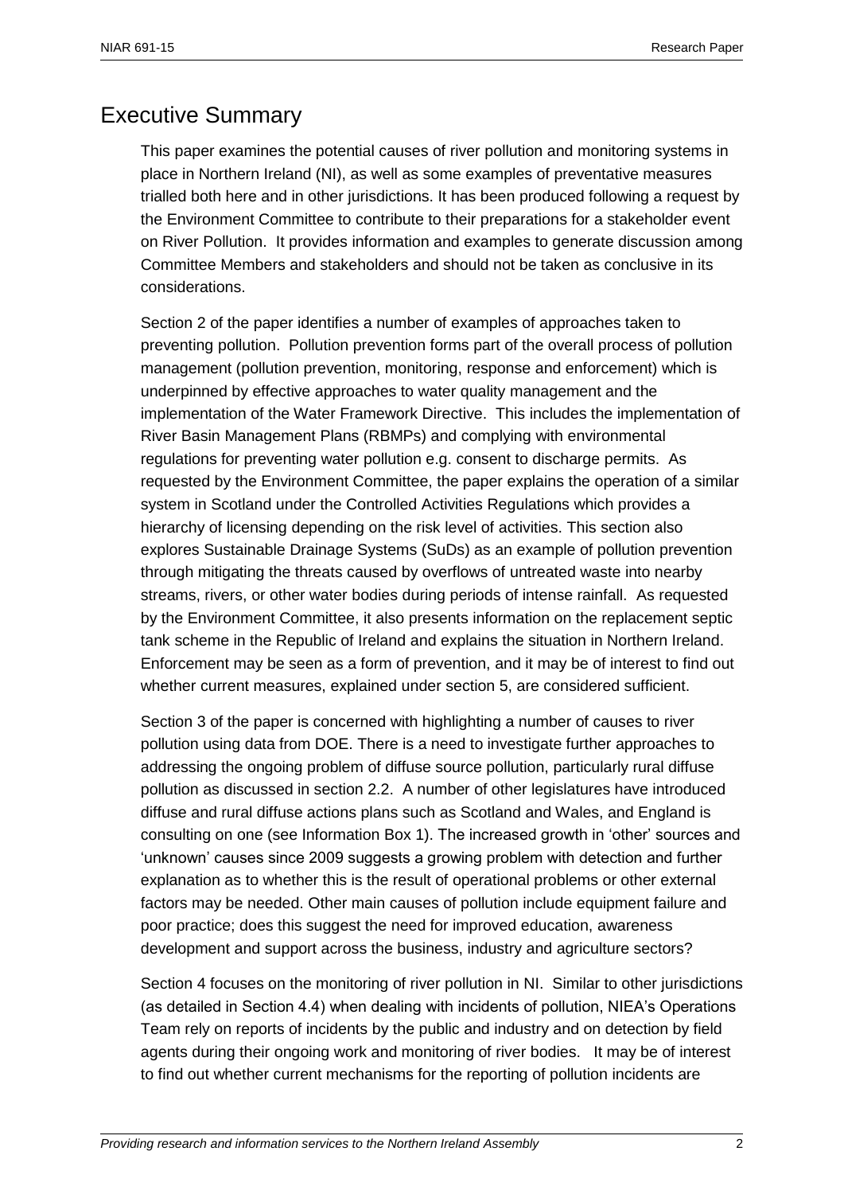# Executive Summary

This paper examines the potential causes of river pollution and monitoring systems in place in Northern Ireland (NI), as well as some examples of preventative measures trialled both here and in other jurisdictions. It has been produced following a request by the Environment Committee to contribute to their preparations for a stakeholder event on River Pollution. It provides information and examples to generate discussion among Committee Members and stakeholders and should not be taken as conclusive in its considerations.

Section 2 of the paper identifies a number of examples of approaches taken to preventing pollution. Pollution prevention forms part of the overall process of pollution management (pollution prevention, monitoring, response and enforcement) which is underpinned by effective approaches to water quality management and the implementation of the Water Framework Directive. This includes the implementation of River Basin Management Plans (RBMPs) and complying with environmental regulations for preventing water pollution e.g. consent to discharge permits. As requested by the Environment Committee, the paper explains the operation of a similar system in Scotland under the Controlled Activities Regulations which provides a hierarchy of licensing depending on the risk level of activities. This section also explores Sustainable Drainage Systems (SuDs) as an example of pollution prevention through mitigating the threats caused by overflows of untreated waste into nearby streams, rivers, or other water bodies during periods of intense rainfall. As requested by the Environment Committee, it also presents information on the replacement septic tank scheme in the Republic of Ireland and explains the situation in Northern Ireland. Enforcement may be seen as a form of prevention, and it may be of interest to find out whether current measures, explained under section 5, are considered sufficient.

Section 3 of the paper is concerned with highlighting a number of causes to river pollution using data from DOE. There is a need to investigate further approaches to addressing the ongoing problem of diffuse source pollution, particularly rural diffuse pollution as discussed in section 2.2. A number of other legislatures have introduced diffuse and rural diffuse actions plans such as Scotland and Wales, and England is consulting on one (see Information Box 1). The increased growth in 'other' sources and 'unknown' causes since 2009 suggests a growing problem with detection and further explanation as to whether this is the result of operational problems or other external factors may be needed. Other main causes of pollution include equipment failure and poor practice; does this suggest the need for improved education, awareness development and support across the business, industry and agriculture sectors?

Section 4 focuses on the monitoring of river pollution in NI. Similar to other jurisdictions (as detailed in Section 4.4) when dealing with incidents of pollution, NIEA's Operations Team rely on reports of incidents by the public and industry and on detection by field agents during their ongoing work and monitoring of river bodies. It may be of interest to find out whether current mechanisms for the reporting of pollution incidents are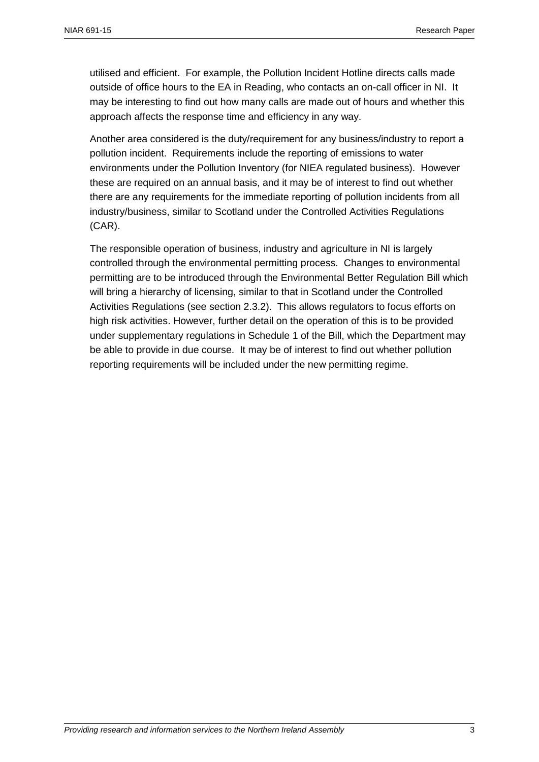utilised and efficient. For example, the Pollution Incident Hotline directs calls made outside of office hours to the EA in Reading, who contacts an on-call officer in NI. It may be interesting to find out how many calls are made out of hours and whether this approach affects the response time and efficiency in any way.

Another area considered is the duty/requirement for any business/industry to report a pollution incident. Requirements include the reporting of emissions to water environments under the Pollution Inventory (for NIEA regulated business). However these are required on an annual basis, and it may be of interest to find out whether there are any requirements for the immediate reporting of pollution incidents from all industry/business, similar to Scotland under the Controlled Activities Regulations (CAR).

The responsible operation of business, industry and agriculture in NI is largely controlled through the environmental permitting process. Changes to environmental permitting are to be introduced through the Environmental Better Regulation Bill which will bring a hierarchy of licensing, similar to that in Scotland under the Controlled Activities Regulations (see section 2.3.2). This allows regulators to focus efforts on high risk activities. However, further detail on the operation of this is to be provided under supplementary regulations in Schedule 1 of the Bill, which the Department may be able to provide in due course. It may be of interest to find out whether pollution reporting requirements will be included under the new permitting regime.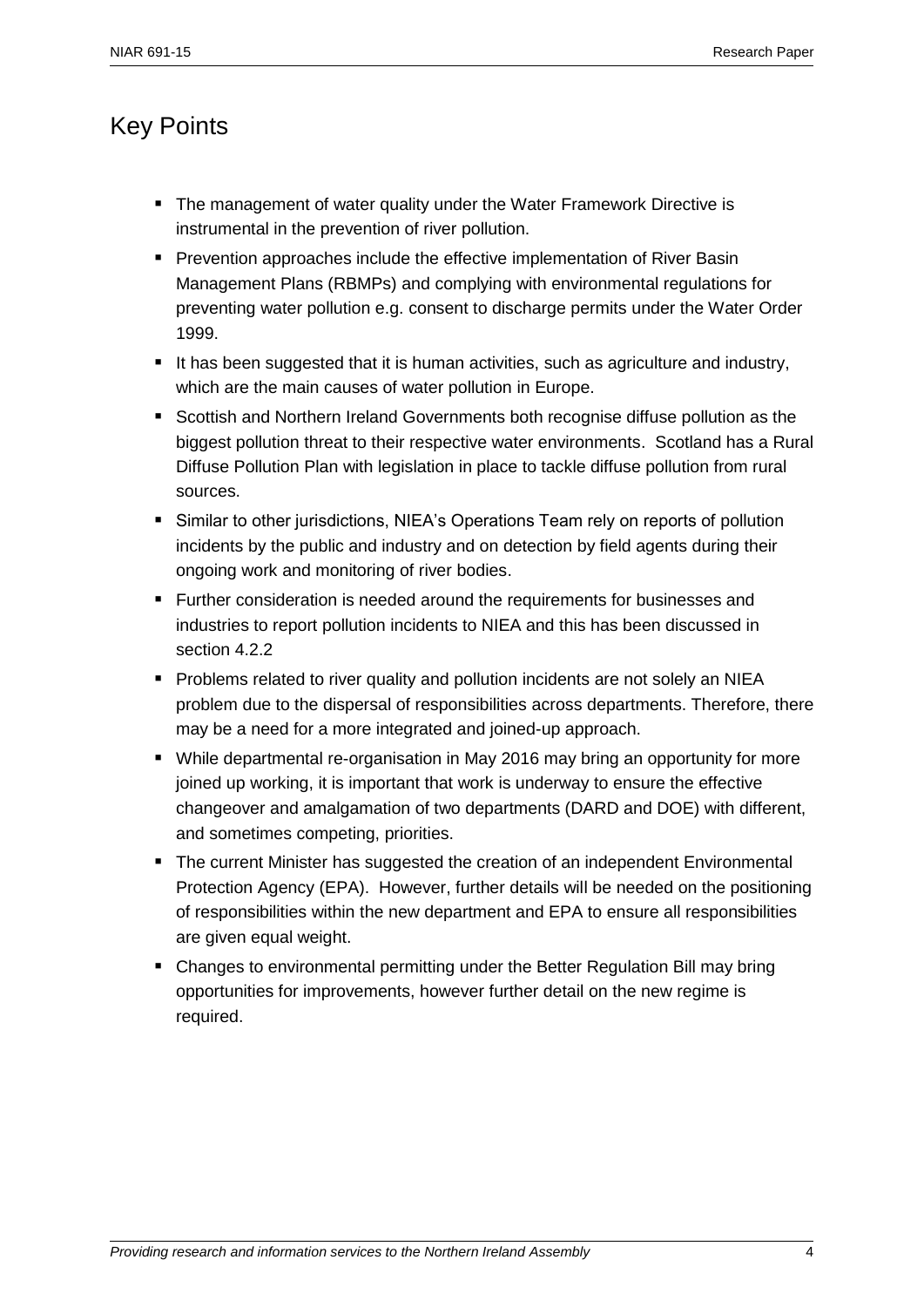## Key Points

- The management of water quality under the Water Framework Directive is instrumental in the prevention of river pollution.
- Prevention approaches include the effective implementation of River Basin Management Plans (RBMPs) and complying with environmental regulations for preventing water pollution e.g. consent to discharge permits under the Water Order 1999.
- It has been suggested that it is human activities, such as agriculture and industry, which are the main causes of water pollution in Europe.
- Scottish and Northern Ireland Governments both recognise diffuse pollution as the biggest pollution threat to their respective water environments. Scotland has a Rural Diffuse Pollution Plan with legislation in place to tackle diffuse pollution from rural sources.
- Similar to other jurisdictions, NIEA's Operations Team rely on reports of pollution incidents by the public and industry and on detection by field agents during their ongoing work and monitoring of river bodies.
- Further consideration is needed around the requirements for businesses and industries to report pollution incidents to NIEA and this has been discussed in section 4.2.2
- Problems related to river quality and pollution incidents are not solely an NIEA problem due to the dispersal of responsibilities across departments. Therefore, there may be a need for a more integrated and joined-up approach.
- While departmental re-organisation in May 2016 may bring an opportunity for more joined up working, it is important that work is underway to ensure the effective changeover and amalgamation of two departments (DARD and DOE) with different, and sometimes competing, priorities.
- The current Minister has suggested the creation of an independent Environmental Protection Agency (EPA). However, further details will be needed on the positioning of responsibilities within the new department and EPA to ensure all responsibilities are given equal weight.
- Changes to environmental permitting under the Better Regulation Bill may bring opportunities for improvements, however further detail on the new regime is required.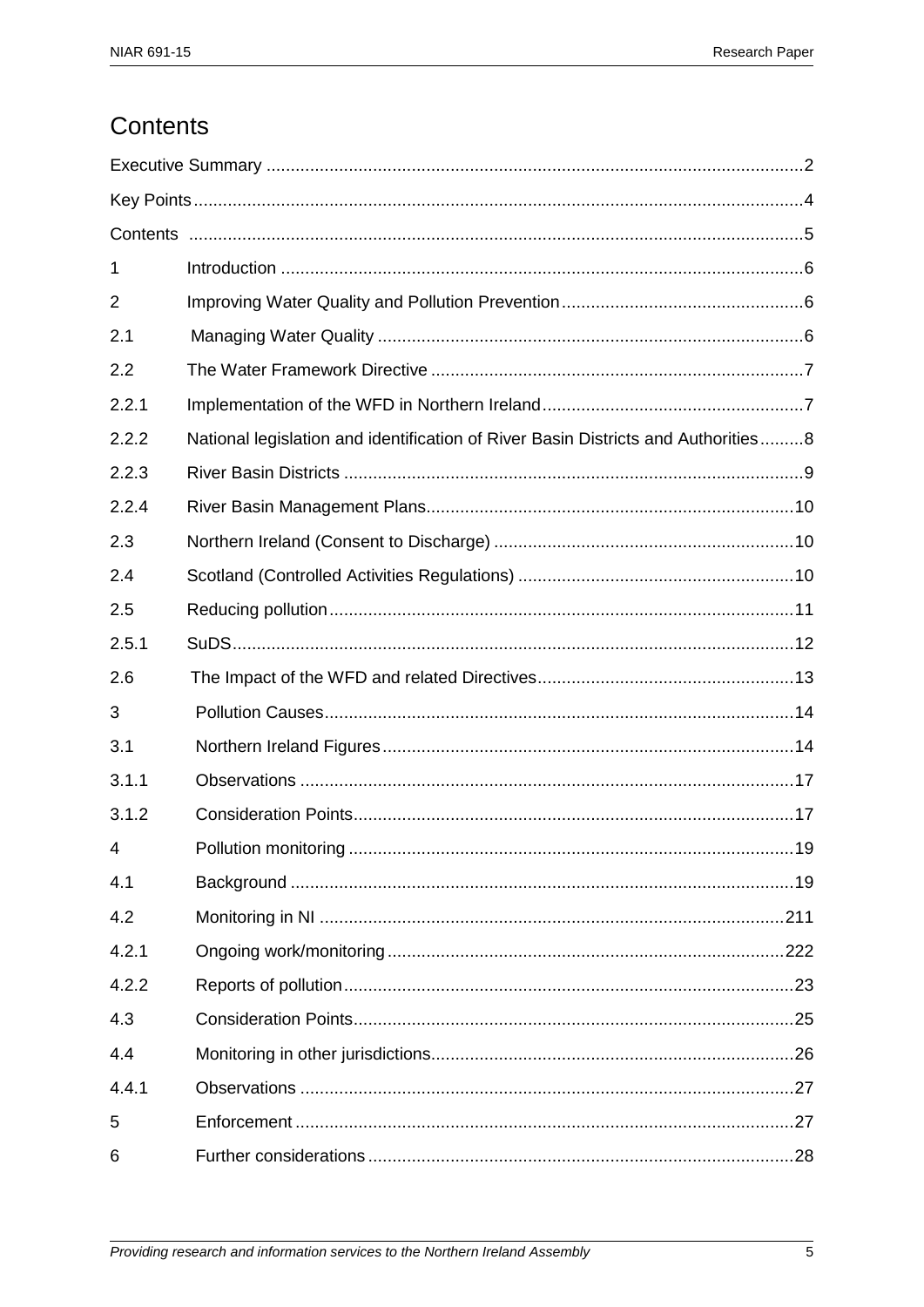# Contents

| | | |
|---|---|---|
| Executive Summary | | 2 |
| Key Points | | 4 |
| Contents | | 5 |
| 1 | Introduction | 6 |
| 2 | Improving Water Quality and Pollution Prevention | 6 |
| 2.1 | Managing Water Quality | 6 |
| 2.2 | The Water Framework Directive | 7 |
| 2.2.1 | Implementation of the WFD in Northern Ireland | 7 |
| 2.2.2 | National legislation and identification of River Basin Districts and Authorities | 8 |
| 2.2.3 | River Basin Districts | 9 |
| 2.2.4 | River Basin Management Plans | 10 |
| 2.3 | Northern Ireland (Consent to Discharge) | 10 |
| 2.4 | Scotland (Controlled Activities Regulations) | 10 |
| 2.5 | Reducing pollution | 11 |
| 2.5.1 | SuDS | 12 |
| 2.6 | The Impact of the WFD and related Directives | 13 |
| 3 | Pollution Causes | 14 |
| 3.1 | Northern Ireland Figures | 14 |
| 3.1.1 | Observations | 17 |
| 3.1.2 | Consideration Points | 17 |
| 4 | Pollution monitoring | 19 |
| 4.1 | Background | 19 |
| 4.2 | Monitoring in NI | 211 |
| 4.2.1 | Ongoing work/monitoring | 222 |
| 4.2.2 | Reports of pollution | 23 |
| 4.3 | Consideration Points | 25 |
| 4.4 | Monitoring in other jurisdictions | 26 |
| 4.4.1 | Observations | 27 |
| 5 | Enforcement | 27 |
| 6 | Further considerations | 28 |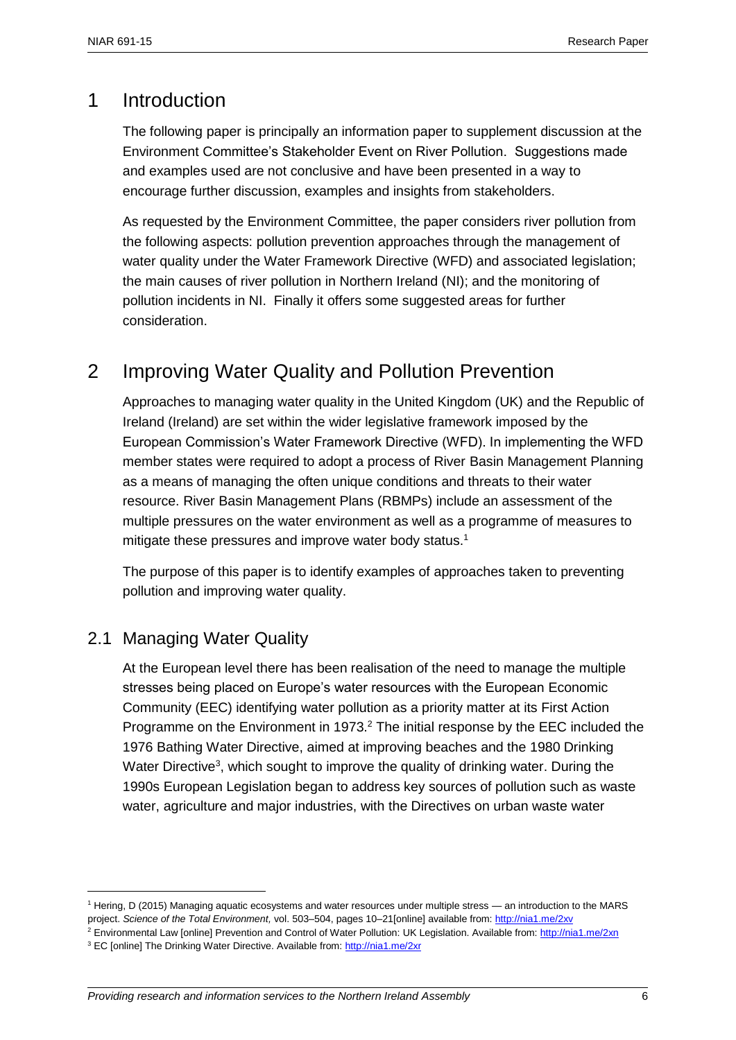# 1 Introduction

The following paper is principally an information paper to supplement discussion at the Environment Committee's Stakeholder Event on River Pollution. Suggestions made and examples used are not conclusive and have been presented in a way to encourage further discussion, examples and insights from stakeholders.

As requested by the Environment Committee, the paper considers river pollution from the following aspects: pollution prevention approaches through the management of water quality under the Water Framework Directive (WFD) and associated legislation; the main causes of river pollution in Northern Ireland (NI); and the monitoring of pollution incidents in NI. Finally it offers some suggested areas for further consideration.

# 2 Improving Water Quality and Pollution Prevention

Approaches to managing water quality in the United Kingdom (UK) and the Republic of Ireland (Ireland) are set within the wider legislative framework imposed by the European Commission's Water Framework Directive (WFD). In implementing the WFD member states were required to adopt a process of River Basin Management Planning as a means of managing the often unique conditions and threats to their water resource. River Basin Management Plans (RBMPs) include an assessment of the multiple pressures on the water environment as well as a programme of measures to mitigate these pressures and improve water body status.[1]

The purpose of this paper is to identify examples of approaches taken to preventing pollution and improving water quality.

## 2.1 Managing Water Quality

At the European level there has been realisation of the need to manage the multiple stresses being placed on Europe's water resources with the European Economic Community (EEC) identifying water pollution as a priority matter at its First Action Programme on the Environment in 1973.[2] The initial response by the EEC included the 1976 Bathing Water Directive, aimed at improving beaches and the 1980 Drinking Water Directive[3], which sought to improve the quality of drinking water. During the 1990s European Legislation began to address key sources of pollution such as waste water, agriculture and major industries, with the Directives on urban waste water

---

[1] Hering, D (2015) Managing aquatic ecosystems and water resources under multiple stress — an introduction to the MARS project. *Science of the Total Environment,* vol. 503–504, pages 10–21[online] available from: http://nia1.me/2xv

[2] Environmental Law [online] Prevention and Control of Water Pollution: UK Legislation. Available from: http://nia1.me/2xn

[3] EC [online] The Drinking Water Directive. Available from: http://nia1.me/2xr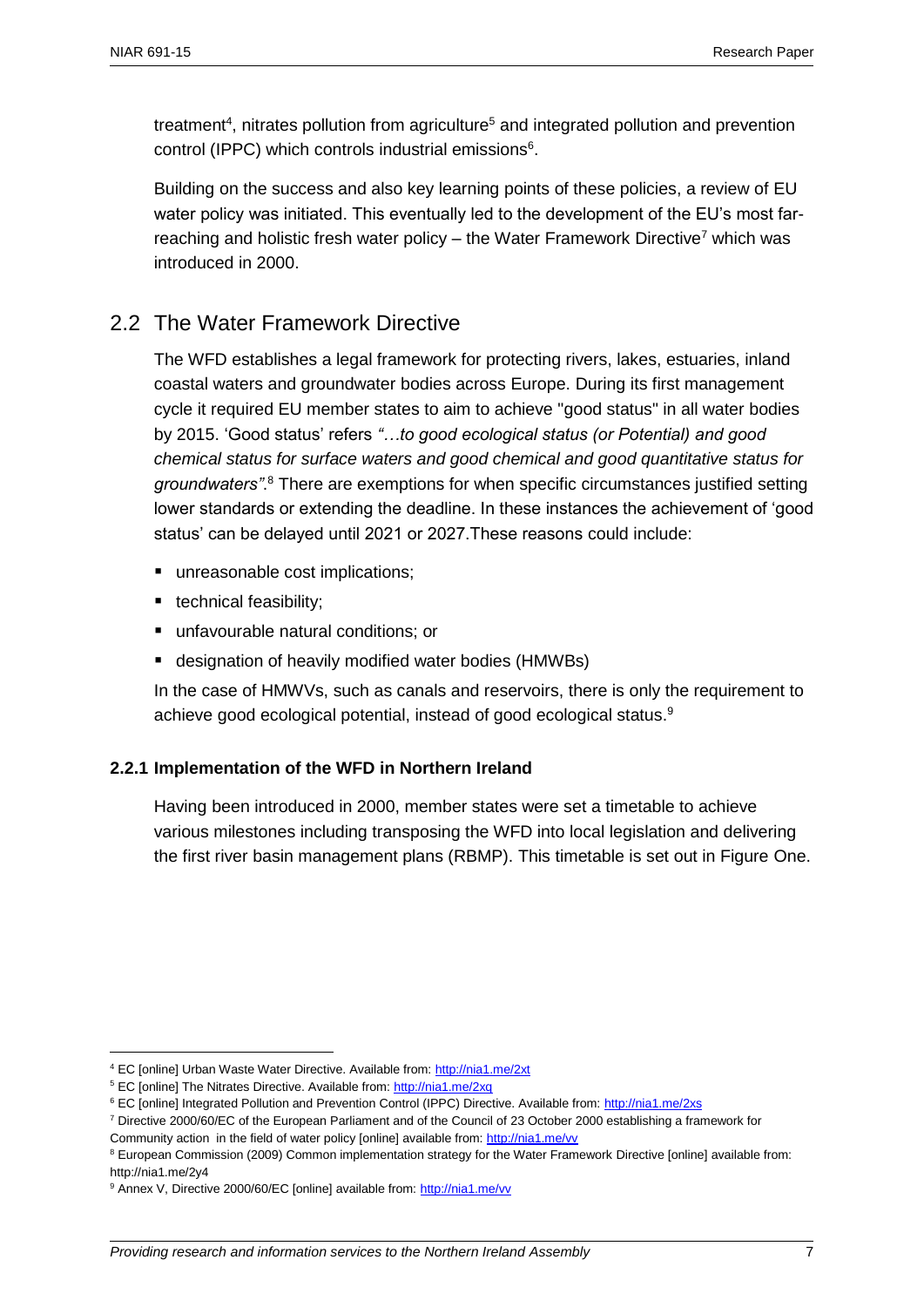treatment[4], nitrates pollution from agriculture[5] and integrated pollution and prevention control (IPPC) which controls industrial emissions[6].

Building on the success and also key learning points of these policies, a review of EU water policy was initiated. This eventually led to the development of the EU's most far-reaching and holistic fresh water policy – the Water Framework Directive[7] which was introduced in 2000.

## 2.2 The Water Framework Directive

The WFD establishes a legal framework for protecting rivers, lakes, estuaries, inland coastal waters and groundwater bodies across Europe. During its first management cycle it required EU member states to aim to achieve "good status" in all water bodies by 2015. 'Good status' refers *"…to good ecological status (or Potential) and good chemical status for surface waters and good chemical and good quantitative status for groundwaters"*.[8] There are exemptions for when specific circumstances justified setting lower standards or extending the deadline. In these instances the achievement of 'good status' can be delayed until 2021 or 2027.These reasons could include:

- unreasonable cost implications;
- technical feasibility;
- unfavourable natural conditions; or
- designation of heavily modified water bodies (HMWBs)

In the case of HMWVs, such as canals and reservoirs, there is only the requirement to achieve good ecological potential, instead of good ecological status.[9]

### 2.2.1 Implementation of the WFD in Northern Ireland

Having been introduced in 2000, member states were set a timetable to achieve various milestones including transposing the WFD into local legislation and delivering the first river basin management plans (RBMP). This timetable is set out in Figure One.

---

[4] EC [online] Urban Waste Water Directive. Available from: http://nia1.me/2xt

[5] EC [online] The Nitrates Directive. Available from: http://nia1.me/2xq

[6] EC [online] Integrated Pollution and Prevention Control (IPPC) Directive. Available from: http://nia1.me/2xs

[7] Directive 2000/60/EC of the European Parliament and of the Council of 23 October 2000 establishing a framework for Community action in the field of water policy [online] available from: http://nia1.me/vv

[8] European Commission (2009) Common implementation strategy for the Water Framework Directive [online] available from: http://nia1.me/2y4

[9] Annex V, Directive 2000/60/EC [online] available from: http://nia1.me/vv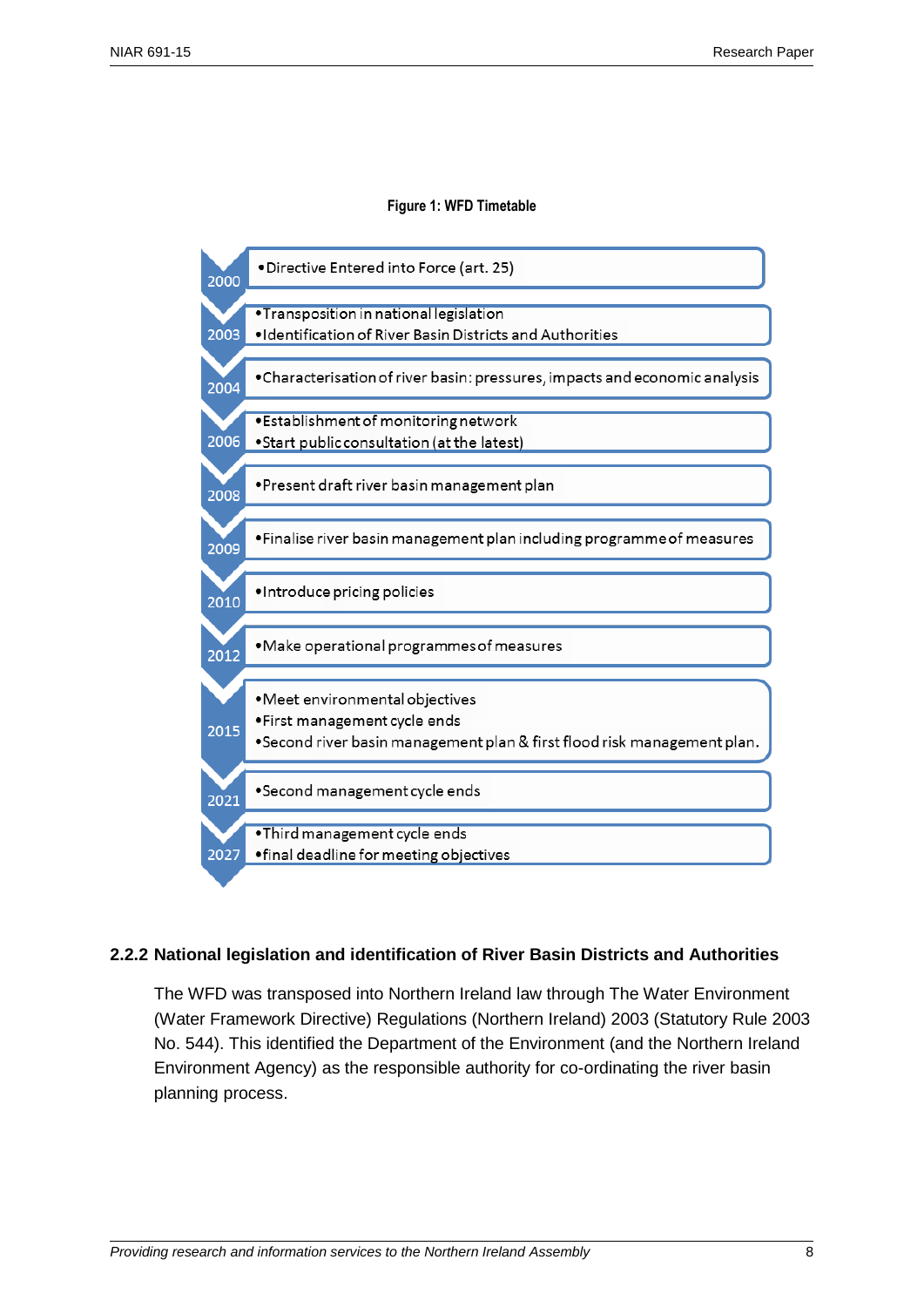**Figure 1: WFD Timetable**

| Year | Milestones |
| --- | --- |
| 2000 | • Directive Entered into Force (art. 25) |
| 2003 | • Transposition in national legislation<br>• Identification of River Basin Districts and Authorities |
| 2004 | • Characterisation of river basin: pressures, impacts and economic analysis |
| 2006 | • Establishment of monitoring network<br>• Start public consultation (at the latest) |
| 2008 | • Present draft river basin management plan |
| 2009 | • Finalise river basin management plan including programme of measures |
| 2010 | • Introduce pricing policies |
| 2012 | • Make operational programmes of measures |
| 2015 | • Meet environmental objectives<br>• First management cycle ends<br>• Second river basin management plan & first flood risk management plan. |
| 2021 | • Second management cycle ends |
| 2027 | • Third management cycle ends<br>• final deadline for meeting objectives |

### 2.2.2 National legislation and identification of River Basin Districts and Authorities

The WFD was transposed into Northern Ireland law through The Water Environment (Water Framework Directive) Regulations (Northern Ireland) 2003 (Statutory Rule 2003 No. 544). This identified the Department of the Environment (and the Northern Ireland Environment Agency) as the responsible authority for co-ordinating the river basin planning process.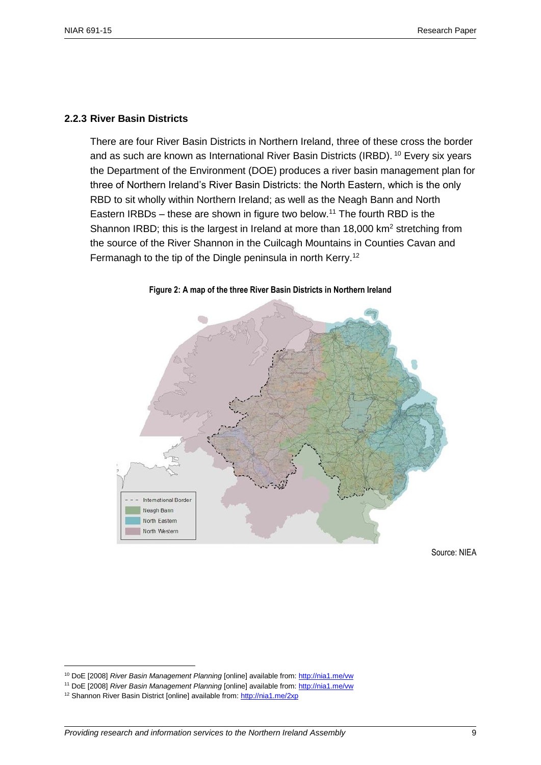### 2.2.3 River Basin Districts

There are four River Basin Districts in Northern Ireland, three of these cross the border and as such are known as International River Basin Districts (IRBD). [10] Every six years the Department of the Environment (DOE) produces a river basin management plan for three of Northern Ireland's River Basin Districts: the North Eastern, which is the only RBD to sit wholly within Northern Ireland; as well as the Neagh Bann and North Eastern IRBDs – these are shown in figure two below.[11] The fourth RBD is the Shannon IRBD; this is the largest in Ireland at more than 18,000 km$^2$ stretching from the source of the River Shannon in the Cuilcagh Mountains in Counties Cavan and Fermanagh to the tip of the Dingle peninsula in north Kerry.[12]

**Figure 2: A map of the three River Basin Districts in Northern Ireland**

Source: NIEA

[10] DoE [2008] *River Basin Management Planning* [online] available from: http://nia1.me/vw

[11] DoE [2008] *River Basin Management Planning* [online] available from: http://nia1.me/vw

[12] Shannon River Basin District [online] available from: http://nia1.me/2xp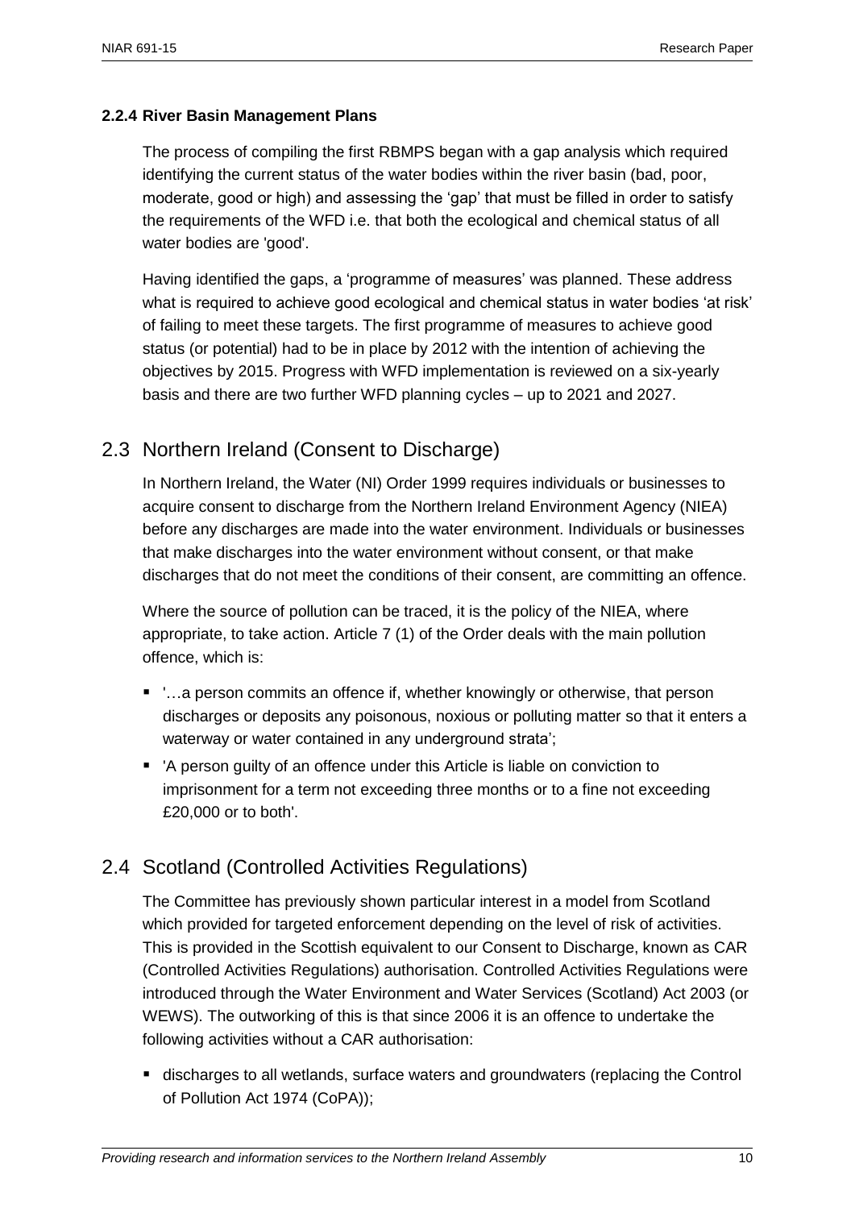#### 2.2.4 River Basin Management Plans

The process of compiling the first RBMPS began with a gap analysis which required identifying the current status of the water bodies within the river basin (bad, poor, moderate, good or high) and assessing the 'gap' that must be filled in order to satisfy the requirements of the WFD i.e. that both the ecological and chemical status of all water bodies are 'good'.

Having identified the gaps, a 'programme of measures' was planned. These address what is required to achieve good ecological and chemical status in water bodies 'at risk' of failing to meet these targets. The first programme of measures to achieve good status (or potential) had to be in place by 2012 with the intention of achieving the objectives by 2015. Progress with WFD implementation is reviewed on a six-yearly basis and there are two further WFD planning cycles – up to 2021 and 2027.

## 2.3 Northern Ireland (Consent to Discharge)

In Northern Ireland, the Water (NI) Order 1999 requires individuals or businesses to acquire consent to discharge from the Northern Ireland Environment Agency (NIEA) before any discharges are made into the water environment. Individuals or businesses that make discharges into the water environment without consent, or that make discharges that do not meet the conditions of their consent, are committing an offence.

Where the source of pollution can be traced, it is the policy of the NIEA, where appropriate, to take action. Article 7 (1) of the Order deals with the main pollution offence, which is:

- '…a person commits an offence if, whether knowingly or otherwise, that person discharges or deposits any poisonous, noxious or polluting matter so that it enters a waterway or water contained in any underground strata';
- 'A person guilty of an offence under this Article is liable on conviction to imprisonment for a term not exceeding three months or to a fine not exceeding £20,000 or to both'.

## 2.4 Scotland (Controlled Activities Regulations)

The Committee has previously shown particular interest in a model from Scotland which provided for targeted enforcement depending on the level of risk of activities. This is provided in the Scottish equivalent to our Consent to Discharge, known as CAR (Controlled Activities Regulations) authorisation. Controlled Activities Regulations were introduced through the Water Environment and Water Services (Scotland) Act 2003 (or WEWS). The outworking of this is that since 2006 it is an offence to undertake the following activities without a CAR authorisation:

- discharges to all wetlands, surface waters and groundwaters (replacing the Control of Pollution Act 1974 (CoPA));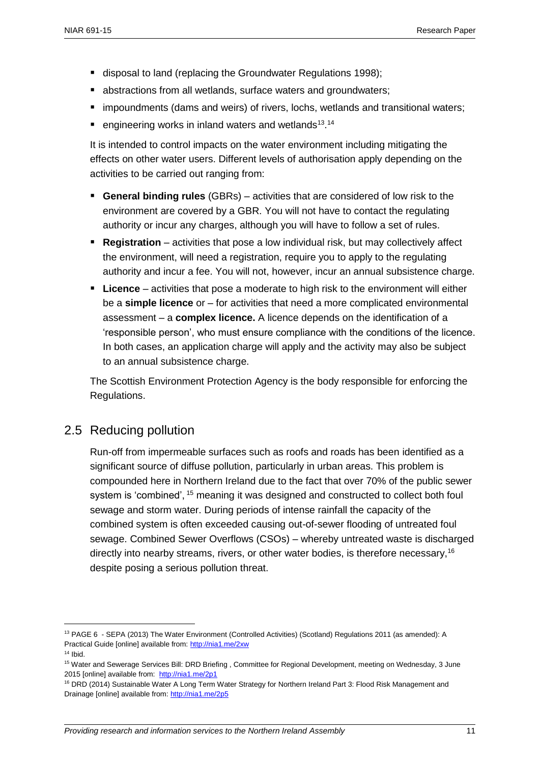- disposal to land (replacing the Groundwater Regulations 1998);
- abstractions from all wetlands, surface waters and groundwaters;
- impoundments (dams and weirs) of rivers, lochs, wetlands and transitional waters;
- engineering works in inland waters and wetlands[13].[14]

It is intended to control impacts on the water environment including mitigating the effects on other water users. Different levels of authorisation apply depending on the activities to be carried out ranging from:

- **General binding rules** (GBRs) – activities that are considered of low risk to the environment are covered by a GBR. You will not have to contact the regulating authority or incur any charges, although you will have to follow a set of rules.
- **Registration** – activities that pose a low individual risk, but may collectively affect the environment, will need a registration, require you to apply to the regulating authority and incur a fee. You will not, however, incur an annual subsistence charge.
- **Licence** – activities that pose a moderate to high risk to the environment will either be a **simple licence** or – for activities that need a more complicated environmental assessment – a **complex licence.** A licence depends on the identification of a 'responsible person', who must ensure compliance with the conditions of the licence. In both cases, an application charge will apply and the activity may also be subject to an annual subsistence charge.

The Scottish Environment Protection Agency is the body responsible for enforcing the Regulations.

## 2.5 Reducing pollution

Run-off from impermeable surfaces such as roofs and roads has been identified as a significant source of diffuse pollution, particularly in urban areas. This problem is compounded here in Northern Ireland due to the fact that over 70% of the public sewer system is 'combined', [15] meaning it was designed and constructed to collect both foul sewage and storm water. During periods of intense rainfall the capacity of the combined system is often exceeded causing out-of-sewer flooding of untreated foul sewage. Combined Sewer Overflows (CSOs) – whereby untreated waste is discharged directly into nearby streams, rivers, or other water bodies, is therefore necessary,[16] despite posing a serious pollution threat.

---

[13] PAGE 6 - SEPA (2013) The Water Environment (Controlled Activities) (Scotland) Regulations 2011 (as amended): A Practical Guide [online] available from: http://nia1.me/2xw

[14] Ibid.

[15] Water and Sewerage Services Bill: DRD Briefing , Committee for Regional Development, meeting on Wednesday, 3 June 2015 [online] available from: http://nia1.me/2p1

[16] DRD (2014) Sustainable Water A Long Term Water Strategy for Northern Ireland Part 3: Flood Risk Management and Drainage [online] available from: http://nia1.me/2p5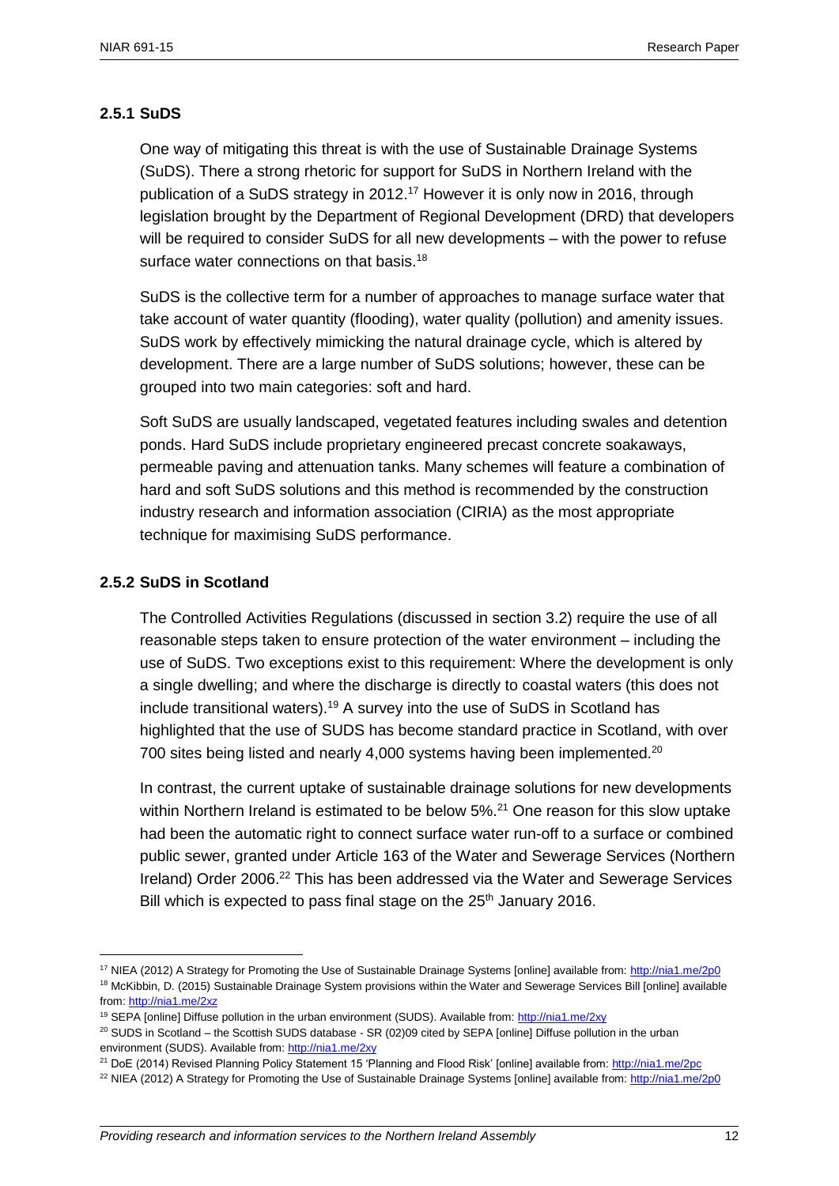### 2.5.1 SuDS

One way of mitigating this threat is with the use of Sustainable Drainage Systems (SuDS). There a strong rhetoric for support for SuDS in Northern Ireland with the publication of a SuDS strategy in 2012.[17] However it is only now in 2016, through legislation brought by the Department of Regional Development (DRD) that developers will be required to consider SuDS for all new developments – with the power to refuse surface water connections on that basis.[18]

SuDS is the collective term for a number of approaches to manage surface water that take account of water quantity (flooding), water quality (pollution) and amenity issues. SuDS work by effectively mimicking the natural drainage cycle, which is altered by development. There are a large number of SuDS solutions; however, these can be grouped into two main categories: soft and hard.

Soft SuDS are usually landscaped, vegetated features including swales and detention ponds. Hard SuDS include proprietary engineered precast concrete soakaways, permeable paving and attenuation tanks. Many schemes will feature a combination of hard and soft SuDS solutions and this method is recommended by the construction industry research and information association (CIRIA) as the most appropriate technique for maximising SuDS performance.

### 2.5.2 SuDS in Scotland

The Controlled Activities Regulations (discussed in section 3.2) require the use of all reasonable steps taken to ensure protection of the water environment – including the use of SuDS. Two exceptions exist to this requirement: Where the development is only a single dwelling; and where the discharge is directly to coastal waters (this does not include transitional waters).[19] A survey into the use of SuDS in Scotland has highlighted that the use of SUDS has become standard practice in Scotland, with over 700 sites being listed and nearly 4,000 systems having been implemented.[20]

In contrast, the current uptake of sustainable drainage solutions for new developments within Northern Ireland is estimated to be below 5%.[21] One reason for this slow uptake had been the automatic right to connect surface water run-off to a surface or combined public sewer, granted under Article 163 of the Water and Sewerage Services (Northern Ireland) Order 2006.[22] This has been addressed via the Water and Sewerage Services Bill which is expected to pass final stage on the 25th January 2016.

---

[17] NIEA (2012) A Strategy for Promoting the Use of Sustainable Drainage Systems [online] available from: http://nia1.me/2p0

[18] McKibbin, D. (2015) Sustainable Drainage System provisions within the Water and Sewerage Services Bill [online] available from: http://nia1.me/2xz

[19] SEPA [online] Diffuse pollution in the urban environment (SUDS). Available from: http://nia1.me/2xy

[20] SUDS in Scotland – the Scottish SUDS database - SR (02)09 cited by SEPA [online] Diffuse pollution in the urban environment (SUDS). Available from: http://nia1.me/2xy

[21] DoE (2014) Revised Planning Policy Statement 15 'Planning and Flood Risk' [online] available from: http://nia1.me/2pc

[22] NIEA (2012) A Strategy for Promoting the Use of Sustainable Drainage Systems [online] available from: http://nia1.me/2p0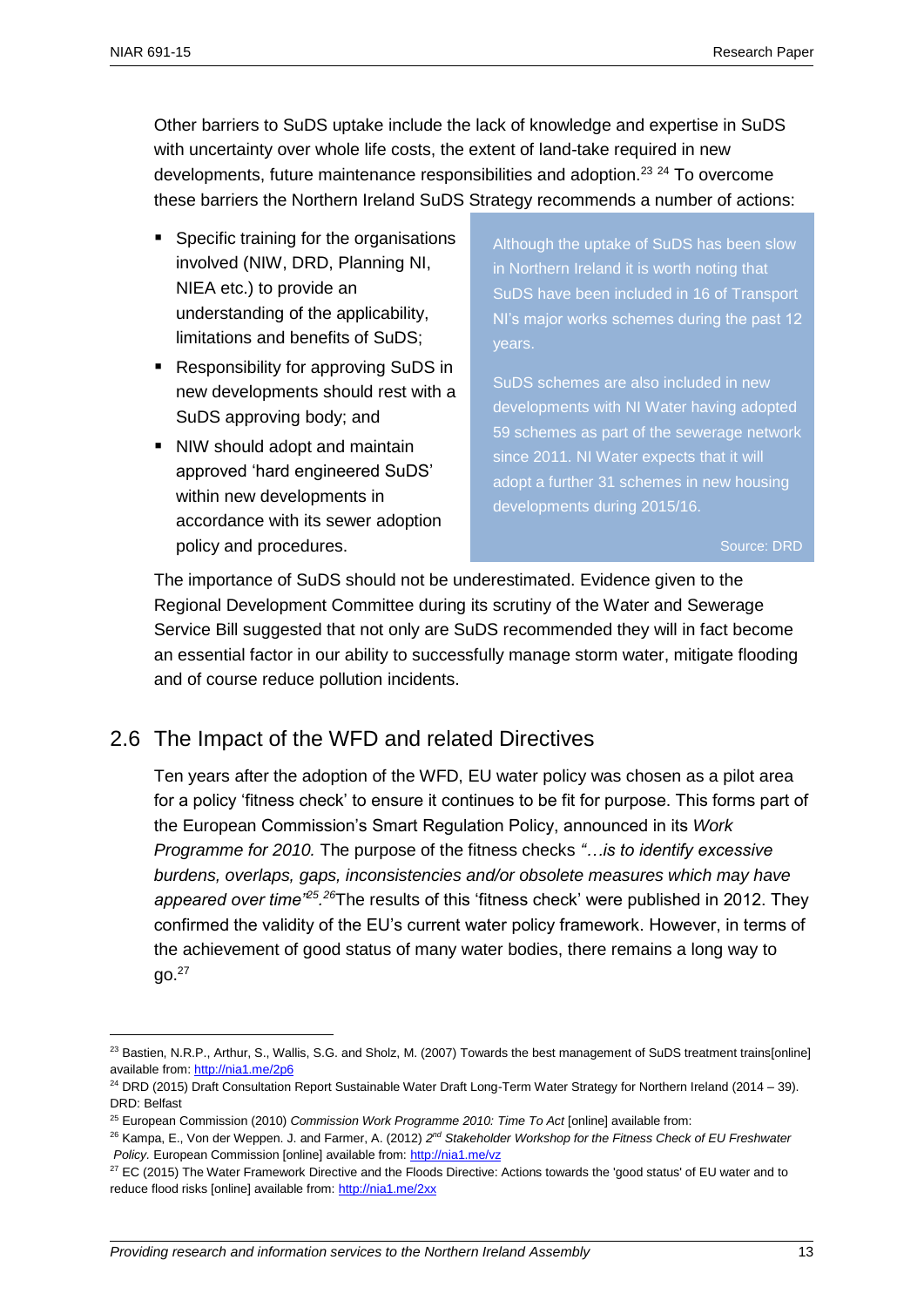Other barriers to SuDS uptake include the lack of knowledge and expertise in SuDS with uncertainty over whole life costs, the extent of land-take required in new developments, future maintenance responsibilities and adoption.[23] [24] To overcome these barriers the Northern Ireland SuDS Strategy recommends a number of actions:

- Specific training for the organisations involved (NIW, DRD, Planning NI, NIEA etc.) to provide an understanding of the applicability, limitations and benefits of SuDS;
- Responsibility for approving SuDS in new developments should rest with a SuDS approving body; and
- NIW should adopt and maintain approved 'hard engineered SuDS' within new developments in accordance with its sewer adoption policy and procedures.

> Although the uptake of SuDS has been slow in Northern Ireland it is worth noting that SuDS have been included in 16 of Transport NI's major works schemes during the past 12 years.
>
> SuDS schemes are also included in new developments with NI Water having adopted 59 schemes as part of the sewerage network since 2011. NI Water expects that it will adopt a further 31 schemes in new housing developments during 2015/16.
>
> Source: DRD

The importance of SuDS should not be underestimated. Evidence given to the Regional Development Committee during its scrutiny of the Water and Sewerage Service Bill suggested that not only are SuDS recommended they will in fact become an essential factor in our ability to successfully manage storm water, mitigate flooding and of course reduce pollution incidents.

## 2.6 The Impact of the WFD and related Directives

Ten years after the adoption of the WFD, EU water policy was chosen as a pilot area for a policy 'fitness check' to ensure it continues to be fit for purpose. This forms part of the European Commission's Smart Regulation Policy, announced in its *Work Programme for 2010.* The purpose of the fitness checks *"…is to identify excessive burdens, overlaps, gaps, inconsistencies and/or obsolete measures which may have appeared over time"*[25].[26]The results of this 'fitness check' were published in 2012. They confirmed the validity of the EU's current water policy framework. However, in terms of the achievement of good status of many water bodies, there remains a long way to go.[27]

---

[23] Bastien, N.R.P., Arthur, S., Wallis, S.G. and Sholz, M. (2007) Towards the best management of SuDS treatment trains[online] available from: http://nia1.me/2p6

[24] DRD (2015) Draft Consultation Report Sustainable Water Draft Long-Term Water Strategy for Northern Ireland (2014 – 39). DRD: Belfast

[25] European Commission (2010) *Commission Work Programme 2010: Time To Act* [online] available from:

[26] Kampa, E., Von der Weppen. J. and Farmer, A. (2012) *2nd Stakeholder Workshop for the Fitness Check of EU Freshwater Policy.* European Commission [online] available from: http://nia1.me/vz

[27] EC (2015) The Water Framework Directive and the Floods Directive: Actions towards the 'good status' of EU water and to reduce flood risks [online] available from: http://nia1.me/2xx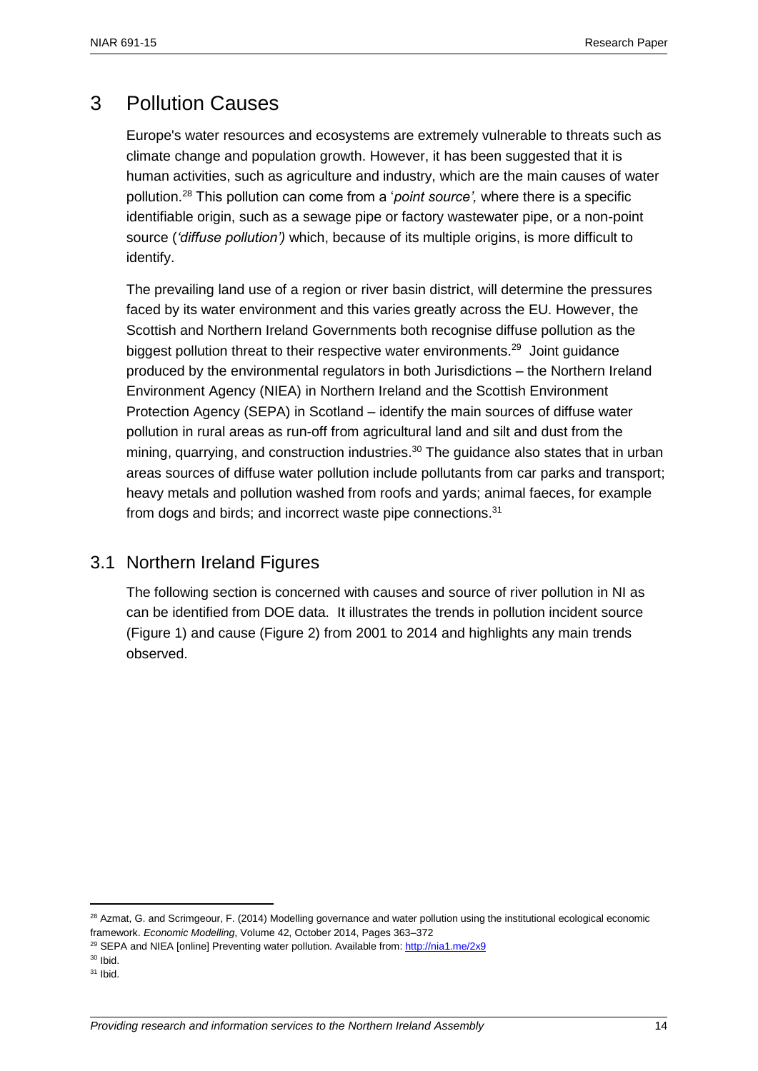# 3 Pollution Causes

Europe's water resources and ecosystems are extremely vulnerable to threats such as climate change and population growth. However, it has been suggested that it is human activities, such as agriculture and industry, which are the main causes of water pollution.[28] This pollution can come from a '*point source',* where there is a specific identifiable origin, such as a sewage pipe or factory wastewater pipe, or a non-point source (*'diffuse pollution')* which, because of its multiple origins, is more difficult to identify.

The prevailing land use of a region or river basin district, will determine the pressures faced by its water environment and this varies greatly across the EU. However, the Scottish and Northern Ireland Governments both recognise diffuse pollution as the biggest pollution threat to their respective water environments.[29] Joint guidance produced by the environmental regulators in both Jurisdictions – the Northern Ireland Environment Agency (NIEA) in Northern Ireland and the Scottish Environment Protection Agency (SEPA) in Scotland – identify the main sources of diffuse water pollution in rural areas as run-off from agricultural land and silt and dust from the mining, quarrying, and construction industries.[30] The guidance also states that in urban areas sources of diffuse water pollution include pollutants from car parks and transport; heavy metals and pollution washed from roofs and yards; animal faeces, for example from dogs and birds; and incorrect waste pipe connections.[31]

## 3.1 Northern Ireland Figures

The following section is concerned with causes and source of river pollution in NI as can be identified from DOE data. It illustrates the trends in pollution incident source (Figure 1) and cause (Figure 2) from 2001 to 2014 and highlights any main trends observed.

---

[28] Azmat, G. and Scrimgeour, F. (2014) Modelling governance and water pollution using the institutional ecological economic framework. *Economic Modelling*, Volume 42, October 2014, Pages 363–372

[29] SEPA and NIEA [online] Preventing water pollution. Available from: http://nia1.me/2x9

[30] Ibid.

[31] Ibid.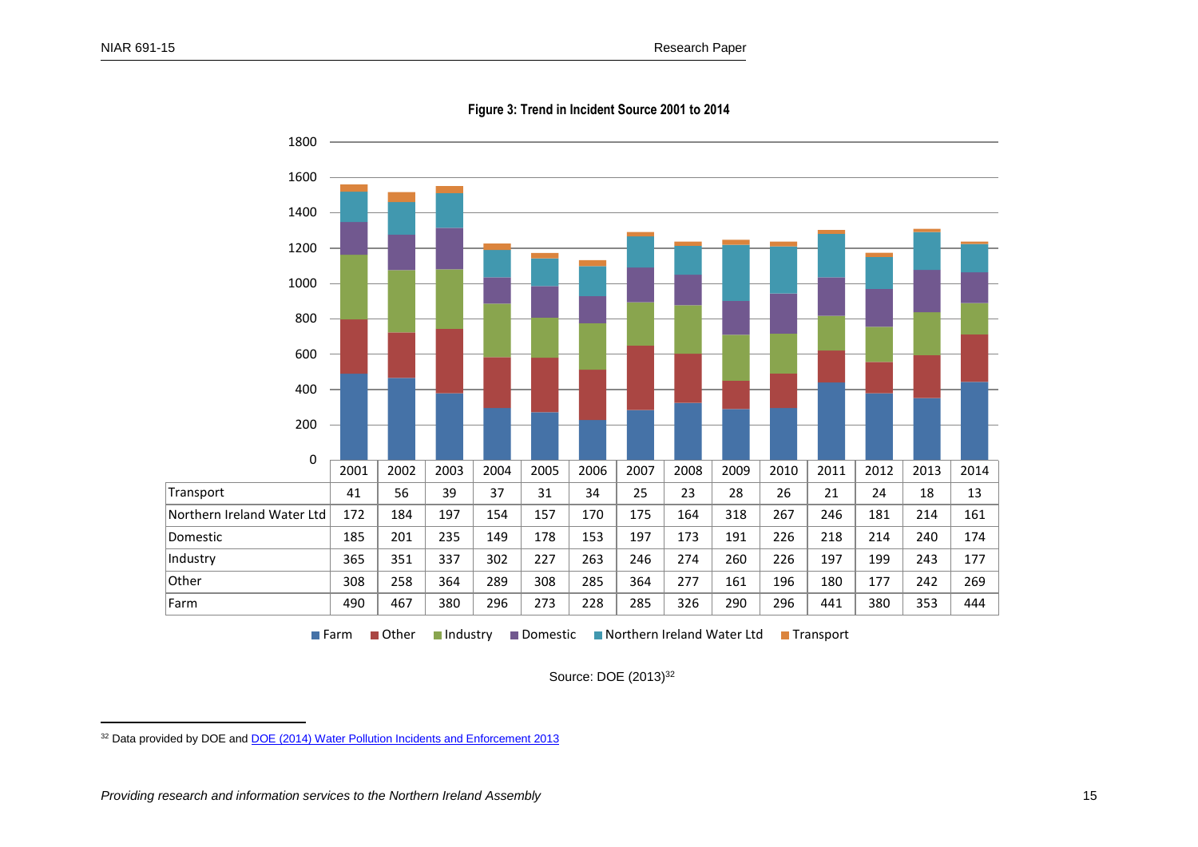**Figure 3: Trend in Incident Source 2001 to 2014**

| | 2001 | 2002 | 2003 | 2004 | 2005 | 2006 | 2007 | 2008 | 2009 | 2010 | 2011 | 2012 | 2013 | 2014 |
|---|---|---|---|---|---|---|---|---|---|---|---|---|---|---|
| Transport | 41 | 56 | 39 | 37 | 31 | 34 | 25 | 23 | 28 | 26 | 21 | 24 | 18 | 13 |
| Northern Ireland Water Ltd | 172 | 184 | 197 | 154 | 157 | 170 | 175 | 164 | 318 | 267 | 246 | 181 | 214 | 161 |
| Domestic | 185 | 201 | 235 | 149 | 178 | 153 | 197 | 173 | 191 | 226 | 218 | 214 | 240 | 174 |
| Industry | 365 | 351 | 337 | 302 | 227 | 263 | 246 | 274 | 260 | 226 | 197 | 199 | 243 | 177 |
| Other | 308 | 258 | 364 | 289 | 308 | 285 | 364 | 277 | 161 | 196 | 180 | 177 | 242 | 269 |
| Farm | 490 | 467 | 380 | 296 | 273 | 228 | 285 | 326 | 290 | 296 | 441 | 380 | 353 | 444 |

Source: DOE (2013)[32]

[32] Data provided by DOE and DOE (2014) Water Pollution Incidents and Enforcement 2013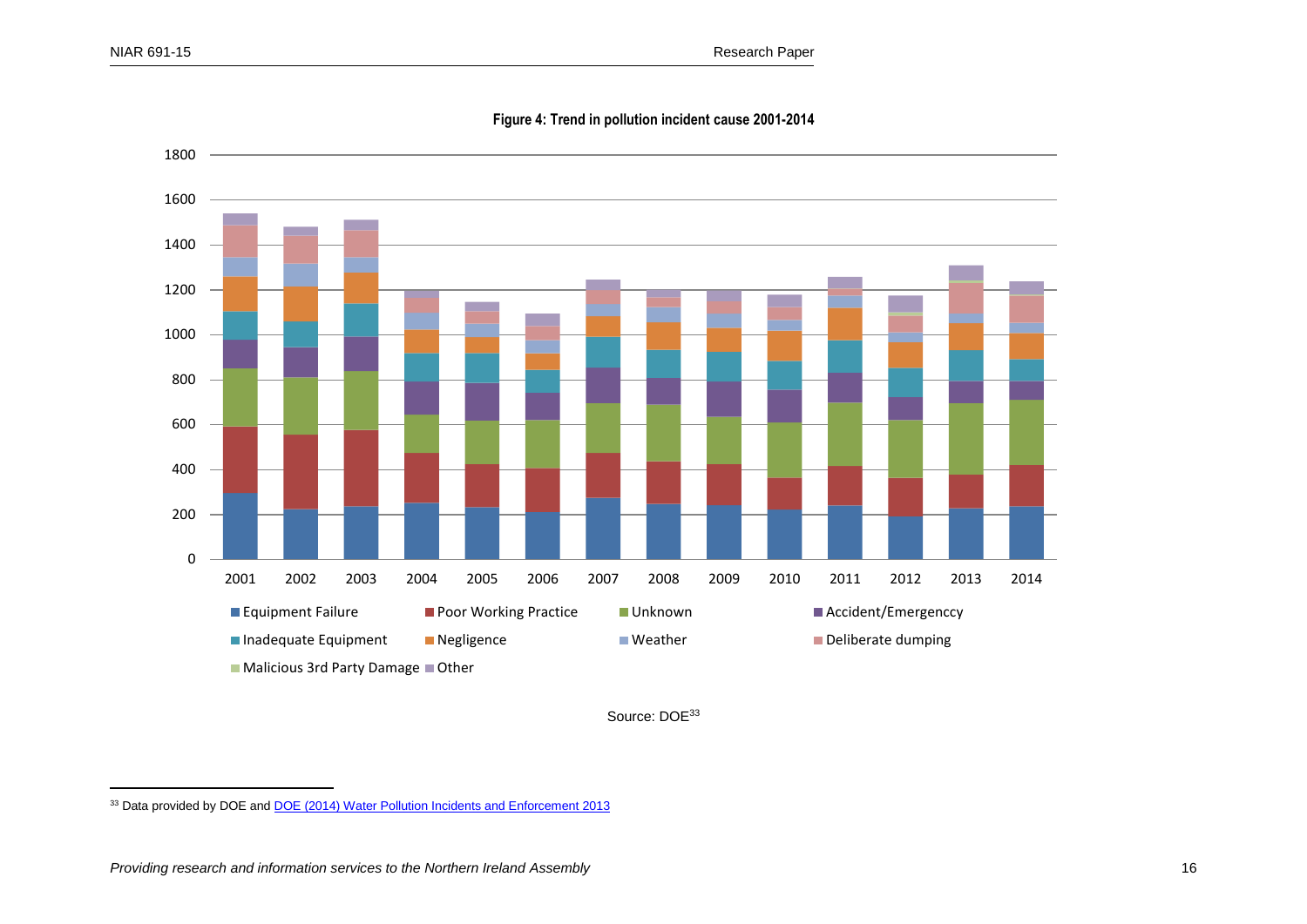**Figure 4: Trend in pollution incident cause 2001-2014**

Source: DOE[33]

---

[33] Data provided by DOE and [DOE (2014) Water Pollution Incidents and Enforcement 2013]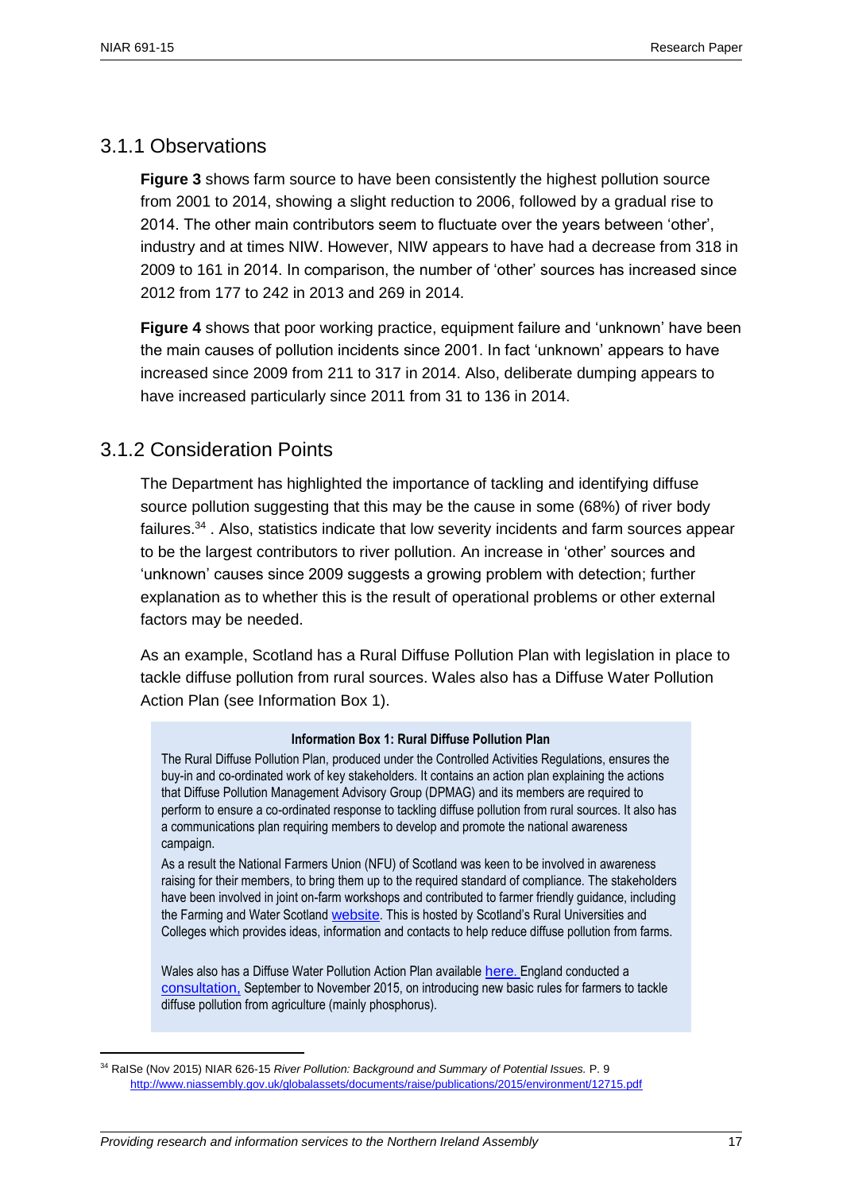### 3.1.1 Observations

**Figure 3** shows farm source to have been consistently the highest pollution source from 2001 to 2014, showing a slight reduction to 2006, followed by a gradual rise to 2014. The other main contributors seem to fluctuate over the years between 'other', industry and at times NIW. However, NIW appears to have had a decrease from 318 in 2009 to 161 in 2014. In comparison, the number of 'other' sources has increased since 2012 from 177 to 242 in 2013 and 269 in 2014.

**Figure 4** shows that poor working practice, equipment failure and 'unknown' have been the main causes of pollution incidents since 2001. In fact 'unknown' appears to have increased since 2009 from 211 to 317 in 2014. Also, deliberate dumping appears to have increased particularly since 2011 from 31 to 136 in 2014.

### 3.1.2 Consideration Points

The Department has highlighted the importance of tackling and identifying diffuse source pollution suggesting that this may be the cause in some (68%) of river body failures.[34] . Also, statistics indicate that low severity incidents and farm sources appear to be the largest contributors to river pollution. An increase in 'other' sources and 'unknown' causes since 2009 suggests a growing problem with detection; further explanation as to whether this is the result of operational problems or other external factors may be needed.

As an example, Scotland has a Rural Diffuse Pollution Plan with legislation in place to tackle diffuse pollution from rural sources. Wales also has a Diffuse Water Pollution Action Plan (see Information Box 1).

> **Information Box 1: Rural Diffuse Pollution Plan**
>
> The Rural Diffuse Pollution Plan, produced under the Controlled Activities Regulations, ensures the buy-in and co-ordinated work of key stakeholders. It contains an action plan explaining the actions that Diffuse Pollution Management Advisory Group (DPMAG) and its members are required to perform to ensure a co-ordinated response to tackling diffuse pollution from rural sources. It also has a communications plan requiring members to develop and promote the national awareness campaign.
>
> As a result the National Farmers Union (NFU) of Scotland was keen to be involved in awareness raising for their members, to bring them up to the required standard of compliance. The stakeholders have been involved in joint on-farm workshops and contributed to farmer friendly guidance, including the Farming and Water Scotland website. This is hosted by Scotland's Rural Universities and Colleges which provides ideas, information and contacts to help reduce diffuse pollution from farms.
>
> Wales also has a Diffuse Water Pollution Action Plan available here. England conducted a consultation, September to November 2015, on introducing new basic rules for farmers to tackle diffuse pollution from agriculture (mainly phosphorus).

---

[34] RaISe (Nov 2015) NIAR 626-15 *River Pollution: Background and Summary of Potential Issues.* P. 9 http://www.niassembly.gov.uk/globalassets/documents/raise/publications/2015/environment/12715.pdf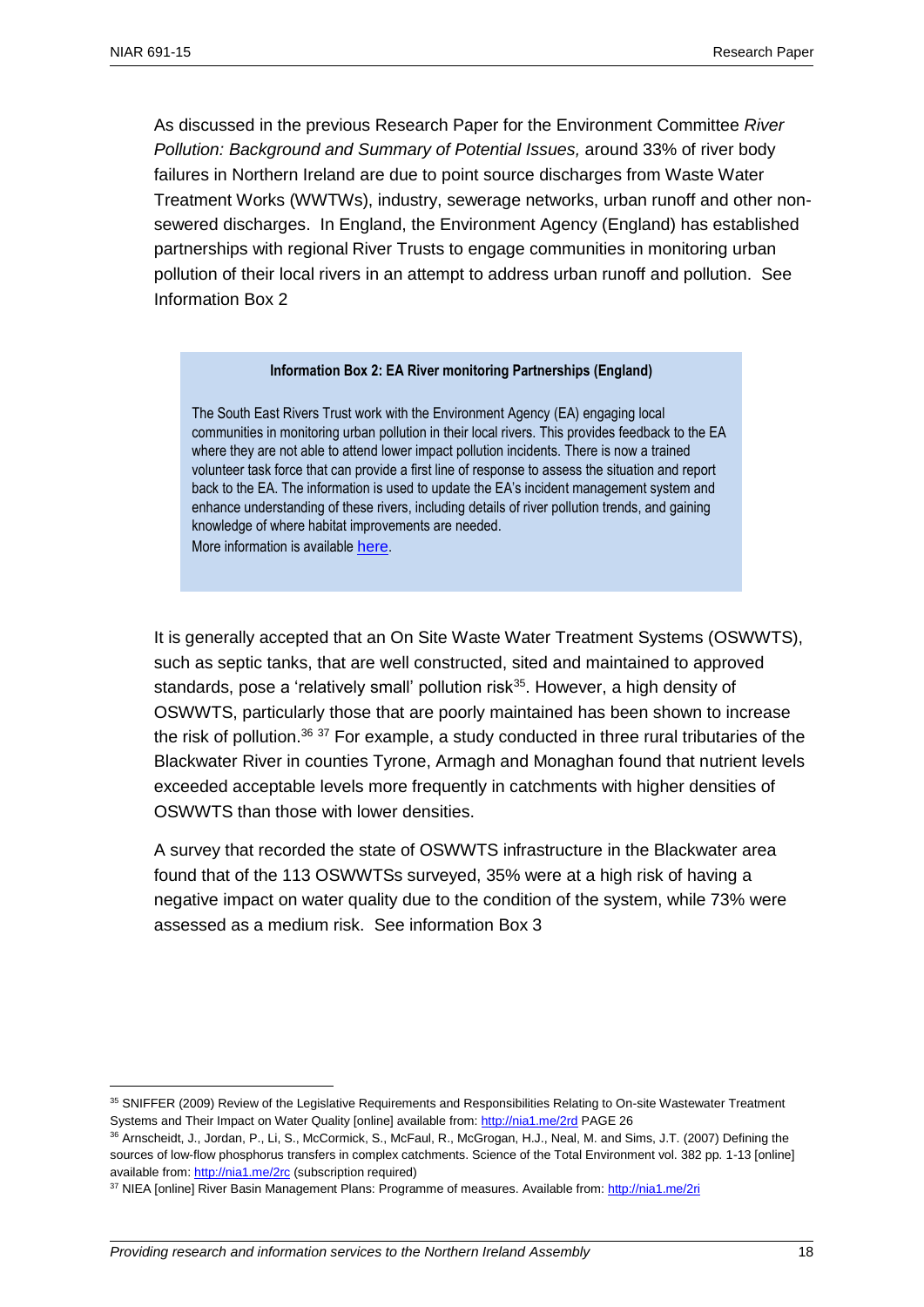As discussed in the previous Research Paper for the Environment Committee *River Pollution: Background and Summary of Potential Issues,* around 33% of river body failures in Northern Ireland are due to point source discharges from Waste Water Treatment Works (WWTWs), industry, sewerage networks, urban runoff and other non-sewered discharges. In England, the Environment Agency (England) has established partnerships with regional River Trusts to engage communities in monitoring urban pollution of their local rivers in an attempt to address urban runoff and pollution. See Information Box 2

> **Information Box 2: EA River monitoring Partnerships (England)**
>
> The South East Rivers Trust work with the Environment Agency (EA) engaging local communities in monitoring urban pollution in their local rivers. This provides feedback to the EA where they are not able to attend lower impact pollution incidents. There is now a trained volunteer task force that can provide a first line of response to assess the situation and report back to the EA. The information is used to update the EA's incident management system and enhance understanding of these rivers, including details of river pollution trends, and gaining knowledge of where habitat improvements are needed.
> More information is available here.

It is generally accepted that an On Site Waste Water Treatment Systems (OSWWTS), such as septic tanks, that are well constructed, sited and maintained to approved standards, pose a 'relatively small' pollution risk[35]. However, a high density of OSWWTS, particularly those that are poorly maintained has been shown to increase the risk of pollution.[36] [37] For example, a study conducted in three rural tributaries of the Blackwater River in counties Tyrone, Armagh and Monaghan found that nutrient levels exceeded acceptable levels more frequently in catchments with higher densities of OSWWTS than those with lower densities.

A survey that recorded the state of OSWWTS infrastructure in the Blackwater area found that of the 113 OSWWTSs surveyed, 35% were at a high risk of having a negative impact on water quality due to the condition of the system, while 73% were assessed as a medium risk. See information Box 3

---

[35] SNIFFER (2009) Review of the Legislative Requirements and Responsibilities Relating to On-site Wastewater Treatment Systems and Their Impact on Water Quality [online] available from: http://nia1.me/2rd PAGE 26

[36] Arnscheidt, J., Jordan, P., Li, S., McCormick, S., McFaul, R., McGrogan, H.J., Neal, M. and Sims, J.T. (2007) Defining the sources of low-flow phosphorus transfers in complex catchments. Science of the Total Environment vol. 382 pp. 1-13 [online] available from: http://nia1.me/2rc (subscription required)

[37] NIEA [online] River Basin Management Plans: Programme of measures. Available from: http://nia1.me/2ri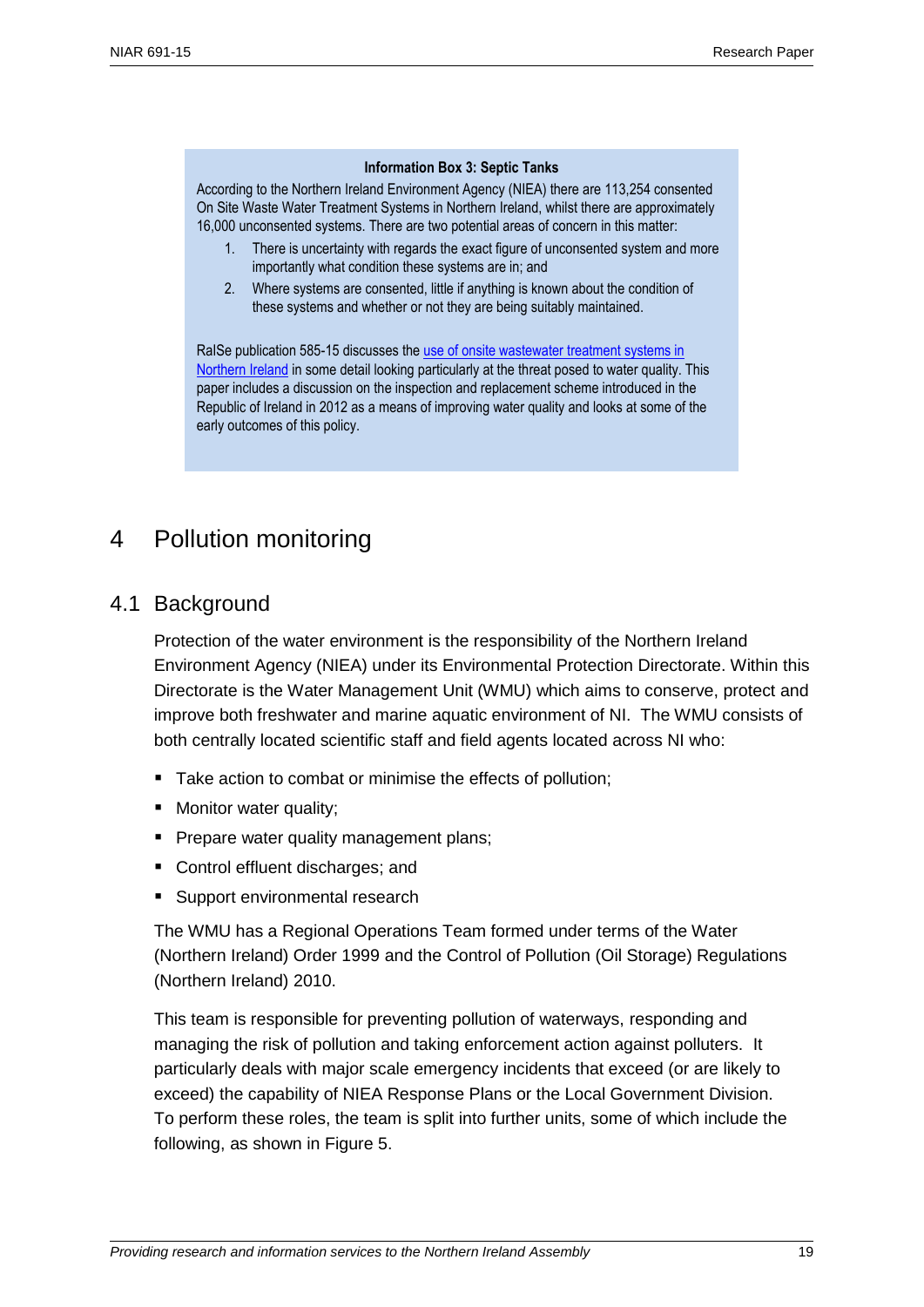**Information Box 3: Septic Tanks**

According to the Northern Ireland Environment Agency (NIEA) there are 113,254 consented On Site Waste Water Treatment Systems in Northern Ireland, whilst there are approximately 16,000 unconsented systems. There are two potential areas of concern in this matter:

1. There is uncertainty with regards the exact figure of unconsented system and more importantly what condition these systems are in; and
2. Where systems are consented, little if anything is known about the condition of these systems and whether or not they are being suitably maintained.

RaISe publication 585-15 discusses the use of onsite wastewater treatment systems in Northern Ireland in some detail looking particularly at the threat posed to water quality. This paper includes a discussion on the inspection and replacement scheme introduced in the Republic of Ireland in 2012 as a means of improving water quality and looks at some of the early outcomes of this policy.

# 4 Pollution monitoring

## 4.1 Background

Protection of the water environment is the responsibility of the Northern Ireland Environment Agency (NIEA) under its Environmental Protection Directorate. Within this Directorate is the Water Management Unit (WMU) which aims to conserve, protect and improve both freshwater and marine aquatic environment of NI. The WMU consists of both centrally located scientific staff and field agents located across NI who:

- Take action to combat or minimise the effects of pollution;
- Monitor water quality;
- Prepare water quality management plans;
- Control effluent discharges; and
- Support environmental research

The WMU has a Regional Operations Team formed under terms of the Water (Northern Ireland) Order 1999 and the Control of Pollution (Oil Storage) Regulations (Northern Ireland) 2010.

This team is responsible for preventing pollution of waterways, responding and managing the risk of pollution and taking enforcement action against polluters. It particularly deals with major scale emergency incidents that exceed (or are likely to exceed) the capability of NIEA Response Plans or the Local Government Division. To perform these roles, the team is split into further units, some of which include the following, as shown in Figure 5.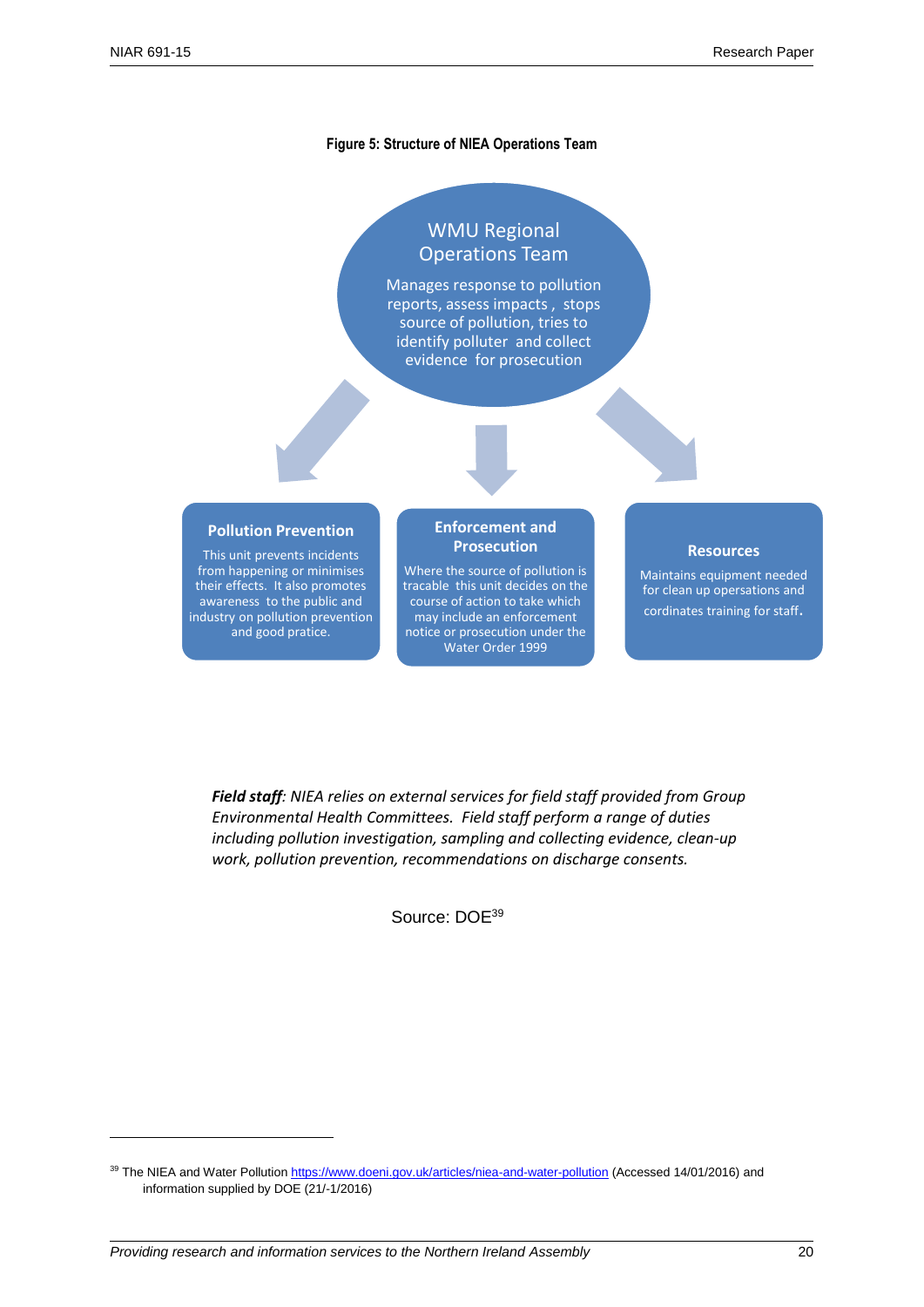**Figure 5: Structure of NIEA Operations Team**

**WMU Regional Operations Team**

Manages response to pollution reports, assess impacts , stops source of pollution, tries to identify polluter and collect evidence for prosecution

**Pollution Prevention**

This unit prevents incidents from happening or minimises their effects. It also promotes awareness to the public and industry on pollution prevention and good pratice.

**Enforcement and Prosecution**

Where the source of pollution is tracable this unit decides on the course of action to take which may include an enforcement notice or prosecution under the Water Order 1999

**Resources**

Maintains equipment needed for clean up opersations and cordinates training for staff.

***Field staff**: NIEA relies on external services for field staff provided from Group Environmental Health Committees. Field staff perform a range of duties including pollution investigation, sampling and collecting evidence, clean-up work, pollution prevention, recommendations on discharge consents.*

Source: DOE[39]

---

[39] The NIEA and Water Pollution https://www.doeni.gov.uk/articles/niea-and-water-pollution (Accessed 14/01/2016) and information supplied by DOE (21/-1/2016)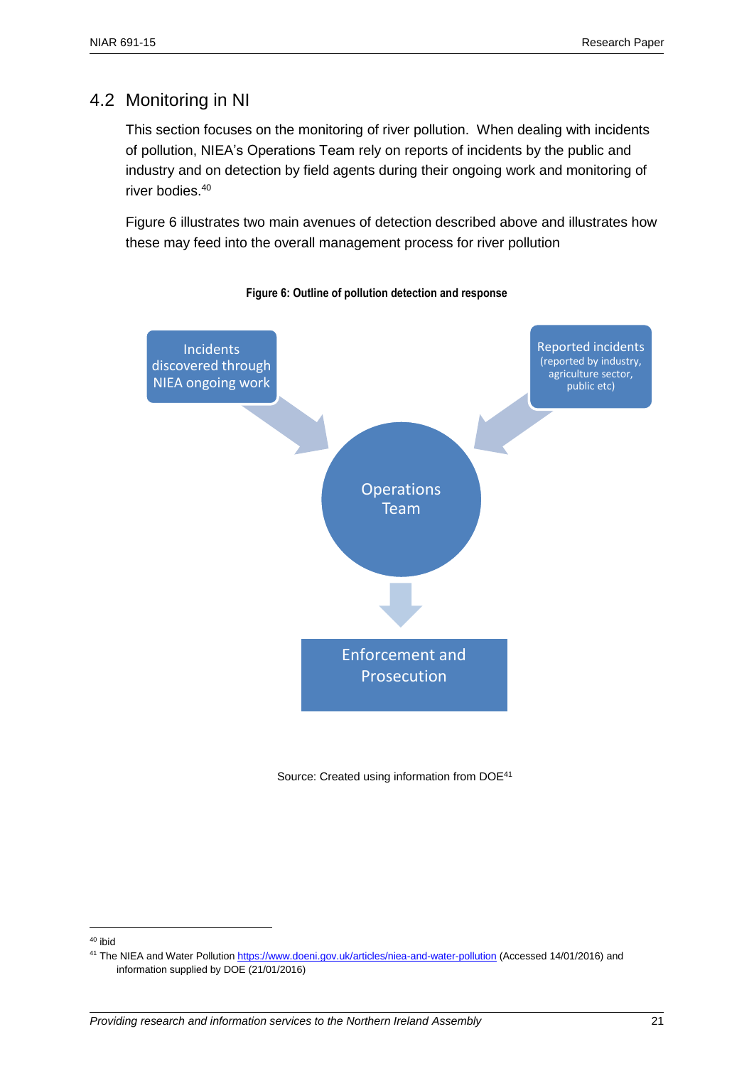## 4.2 Monitoring in NI

This section focuses on the monitoring of river pollution. When dealing with incidents of pollution, NIEA's Operations Team rely on reports of incidents by the public and industry and on detection by field agents during their ongoing work and monitoring of river bodies.[40]

Figure 6 illustrates two main avenues of detection described above and illustrates how these may feed into the overall management process for river pollution

**Figure 6: Outline of pollution detection and response**

Incidents discovered through NIEA ongoing work

Reported incidents (reported by industry, agriculture sector, public etc)

Operations Team

Enforcement and Prosecution

Source: Created using information from DOE[41]

---

[40] ibid

[41] The NIEA and Water Pollution https://www.doeni.gov.uk/articles/niea-and-water-pollution (Accessed 14/01/2016) and information supplied by DOE (21/01/2016)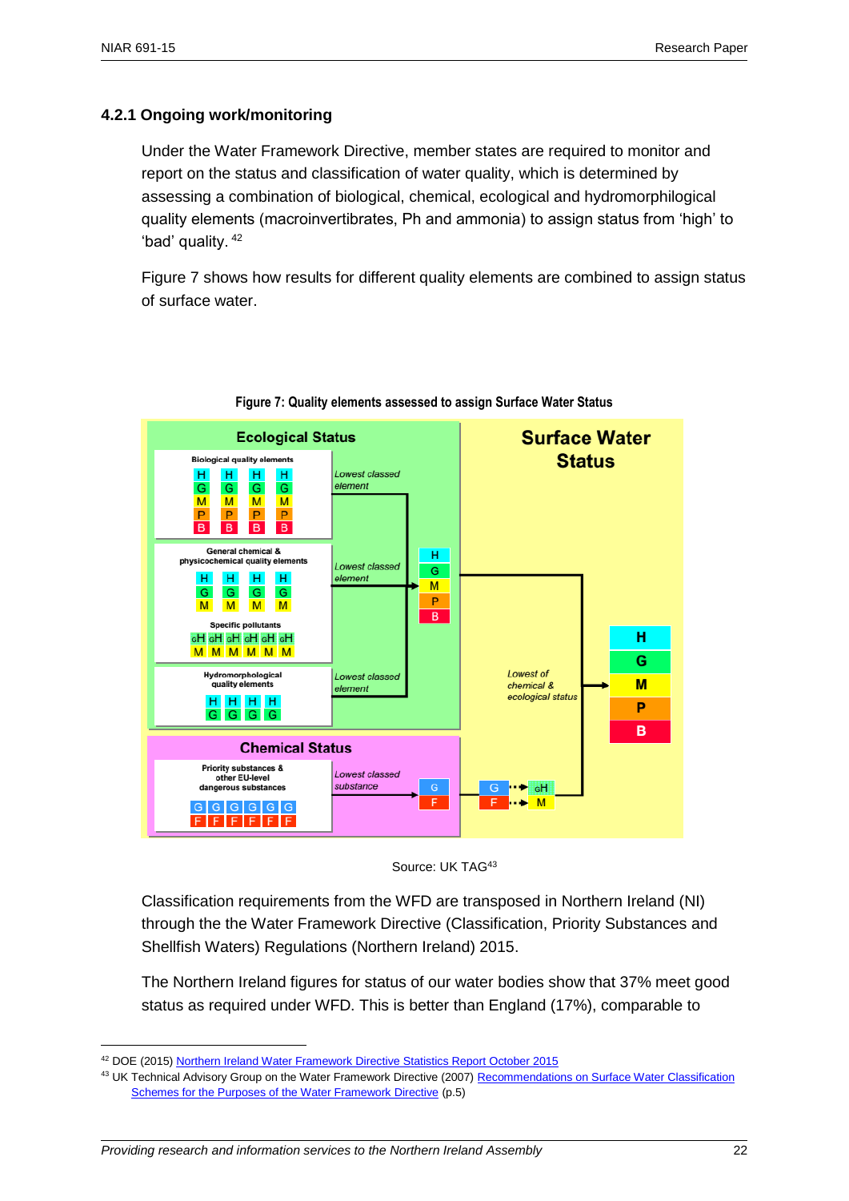### 4.2.1 Ongoing work/monitoring

Under the Water Framework Directive, member states are required to monitor and report on the status and classification of water quality, which is determined by assessing a combination of biological, chemical, ecological and hydromorphiological quality elements (macroinvertibrates, Ph and ammonia) to assign status from 'high' to 'bad' quality. [42]

Figure 7 shows how results for different quality elements are combined to assign status of surface water.

**Figure 7: Quality elements assessed to assign Surface Water Status**

Source: UK TAG[43]

Classification requirements from the WFD are transposed in Northern Ireland (NI) through the the Water Framework Directive (Classification, Priority Substances and Shellfish Waters) Regulations (Northern Ireland) 2015.

The Northern Ireland figures for status of our water bodies show that 37% meet good status as required under WFD. This is better than England (17%), comparable to

---

[42] DOE (2015) Northern Ireland Water Framework Directive Statistics Report October 2015

[43] UK Technical Advisory Group on the Water Framework Directive (2007) Recommendations on Surface Water Classification Schemes for the Purposes of the Water Framework Directive (p.5)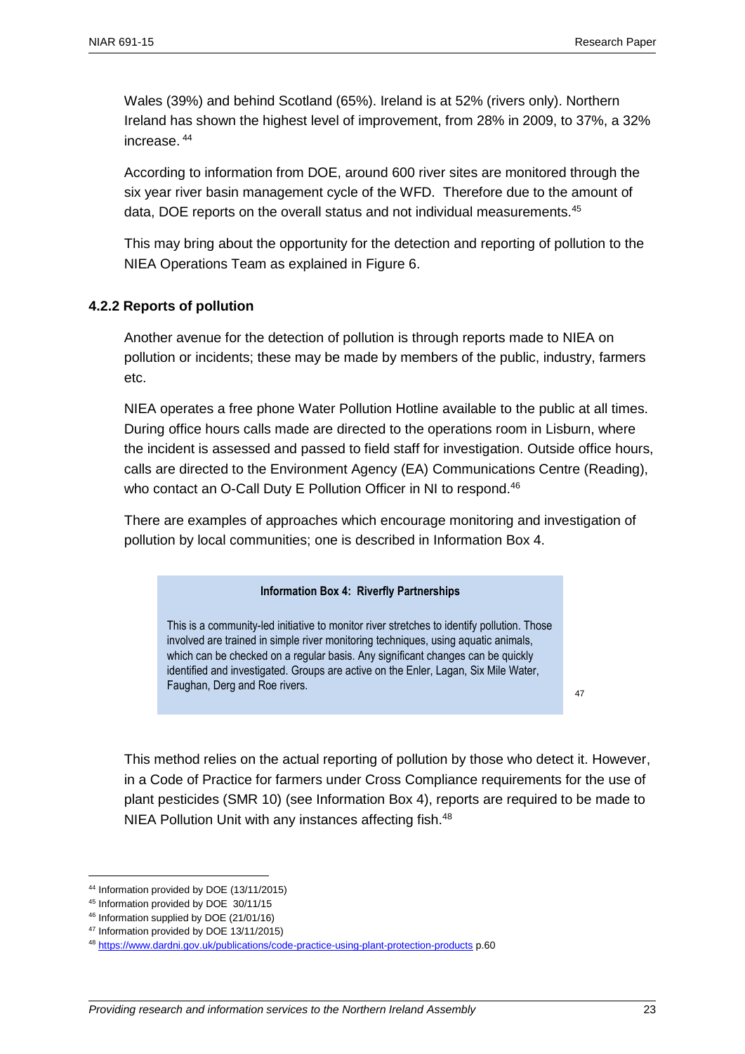Wales (39%) and behind Scotland (65%). Ireland is at 52% (rivers only). Northern Ireland has shown the highest level of improvement, from 28% in 2009, to 37%, a 32% increase. [44]

According to information from DOE, around 600 river sites are monitored through the six year river basin management cycle of the WFD. Therefore due to the amount of data, DOE reports on the overall status and not individual measurements.[45]

This may bring about the opportunity for the detection and reporting of pollution to the NIEA Operations Team as explained in Figure 6.

### 4.2.2 Reports of pollution

Another avenue for the detection of pollution is through reports made to NIEA on pollution or incidents; these may be made by members of the public, industry, farmers etc.

NIEA operates a free phone Water Pollution Hotline available to the public at all times. During office hours calls made are directed to the operations room in Lisburn, where the incident is assessed and passed to field staff for investigation. Outside office hours, calls are directed to the Environment Agency (EA) Communications Centre (Reading), who contact an O-Call Duty E Pollution Officer in NI to respond.[46]

There are examples of approaches which encourage monitoring and investigation of pollution by local communities; one is described in Information Box 4.

> **Information Box 4: Riverfly Partnerships**
>
> This is a community-led initiative to monitor river stretches to identify pollution. Those involved are trained in simple river monitoring techniques, using aquatic animals, which can be checked on a regular basis. Any significant changes can be quickly identified and investigated. Groups are active on the Enler, Lagan, Six Mile Water, Faughan, Derg and Roe rivers.

[47]

This method relies on the actual reporting of pollution by those who detect it. However, in a Code of Practice for farmers under Cross Compliance requirements for the use of plant pesticides (SMR 10) (see Information Box 4), reports are required to be made to NIEA Pollution Unit with any instances affecting fish.[48]

---

[44] Information provided by DOE (13/11/2015)

[45] Information provided by DOE 30/11/15

[46] Information supplied by DOE (21/01/16)

[47] Information provided by DOE 13/11/2015)

[48] https://www.dardni.gov.uk/publications/code-practice-using-plant-protection-products p.60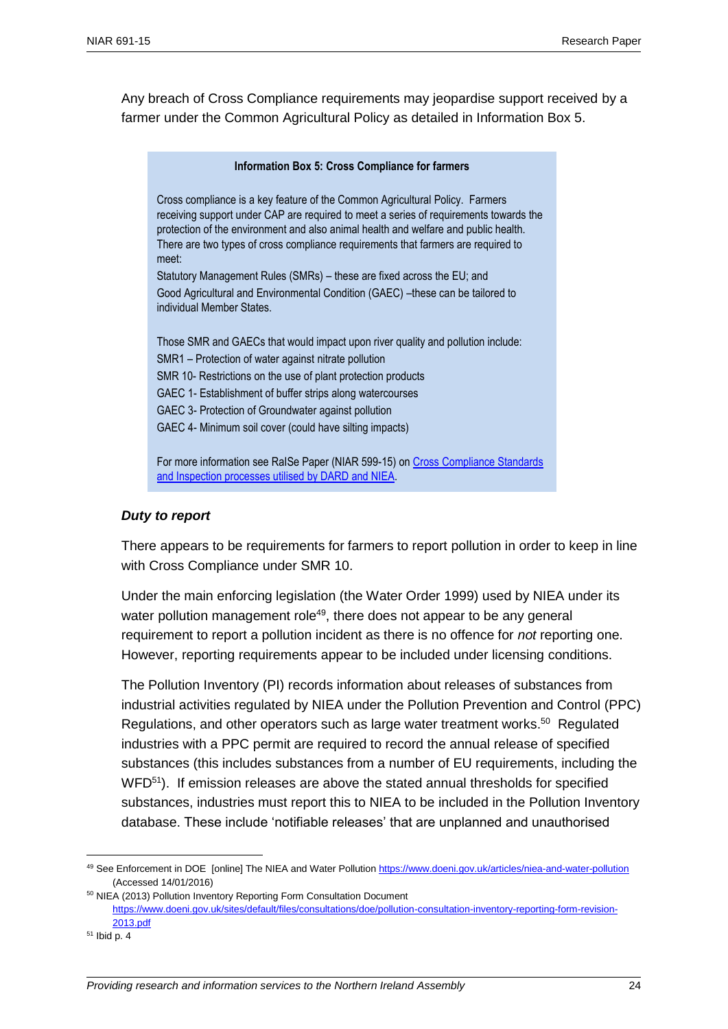Any breach of Cross Compliance requirements may jeopardise support received by a farmer under the Common Agricultural Policy as detailed in Information Box 5.

> **Information Box 5: Cross Compliance for farmers**
>
> Cross compliance is a key feature of the Common Agricultural Policy. Farmers receiving support under CAP are required to meet a series of requirements towards the protection of the environment and also animal health and welfare and public health. There are two types of cross compliance requirements that farmers are required to meet:
>
> Statutory Management Rules (SMRs) – these are fixed across the EU; and
>
> Good Agricultural and Environmental Condition (GAEC) –these can be tailored to individual Member States.
>
> Those SMR and GAECs that would impact upon river quality and pollution include:
>
> SMR1 – Protection of water against nitrate pollution
>
> SMR 10- Restrictions on the use of plant protection products
>
> GAEC 1- Establishment of buffer strips along watercourses
>
> GAEC 3- Protection of Groundwater against pollution
>
> GAEC 4- Minimum soil cover (could have silting impacts)
>
> For more information see RaISe Paper (NIAR 599-15) on [Cross Compliance Standards and Inspection processes utilised by DARD and NIEA](#).

### *Duty to report*

There appears to be requirements for farmers to report pollution in order to keep in line with Cross Compliance under SMR 10.

Under the main enforcing legislation (the Water Order 1999) used by NIEA under its water pollution management role[49], there does not appear to be any general requirement to report a pollution incident as there is no offence for *not* reporting one. However, reporting requirements appear to be included under licensing conditions.

The Pollution Inventory (PI) records information about releases of substances from industrial activities regulated by NIEA under the Pollution Prevention and Control (PPC) Regulations, and other operators such as large water treatment works.[50] Regulated industries with a PPC permit are required to record the annual release of specified substances (this includes substances from a number of EU requirements, including the WFD[51]). If emission releases are above the stated annual thresholds for specified substances, industries must report this to NIEA to be included in the Pollution Inventory database. These include 'notifiable releases' that are unplanned and unauthorised

---

[49] See Enforcement in DOE [online] The NIEA and Water Pollution https://www.doeni.gov.uk/articles/niea-and-water-pollution (Accessed 14/01/2016)

[50] NIEA (2013) Pollution Inventory Reporting Form Consultation Document https://www.doeni.gov.uk/sites/default/files/consultations/doe/pollution-consultation-inventory-reporting-form-revision-2013.pdf

[51] Ibid p. 4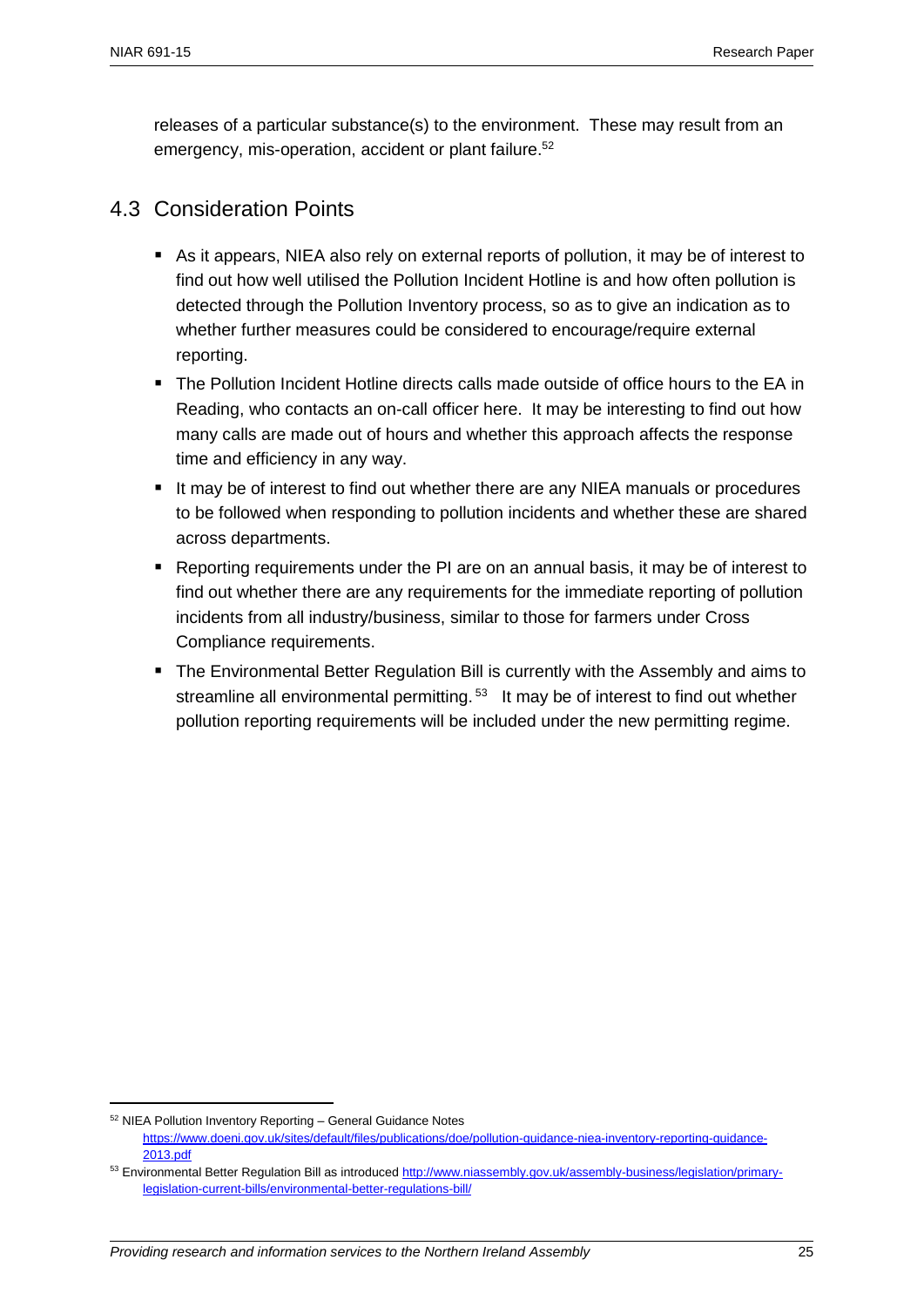releases of a particular substance(s) to the environment. These may result from an emergency, mis-operation, accident or plant failure.[52]

## 4.3 Consideration Points

- As it appears, NIEA also rely on external reports of pollution, it may be of interest to find out how well utilised the Pollution Incident Hotline is and how often pollution is detected through the Pollution Inventory process, so as to give an indication as to whether further measures could be considered to encourage/require external reporting.
- The Pollution Incident Hotline directs calls made outside of office hours to the EA in Reading, who contacts an on-call officer here. It may be interesting to find out how many calls are made out of hours and whether this approach affects the response time and efficiency in any way.
- It may be of interest to find out whether there are any NIEA manuals or procedures to be followed when responding to pollution incidents and whether these are shared across departments.
- Reporting requirements under the PI are on an annual basis, it may be of interest to find out whether there are any requirements for the immediate reporting of pollution incidents from all industry/business, similar to those for farmers under Cross Compliance requirements.
- The Environmental Better Regulation Bill is currently with the Assembly and aims to streamline all environmental permitting.[53] It may be of interest to find out whether pollution reporting requirements will be included under the new permitting regime.

---

[52] NIEA Pollution Inventory Reporting – General Guidance Notes https://www.doeni.gov.uk/sites/default/files/publications/doe/pollution-guidance-niea-inventory-reporting-guidance-2013.pdf

[53] Environmental Better Regulation Bill as introduced http://www.niassembly.gov.uk/assembly-business/legislation/primary-legislation-current-bills/environmental-better-regulations-bill/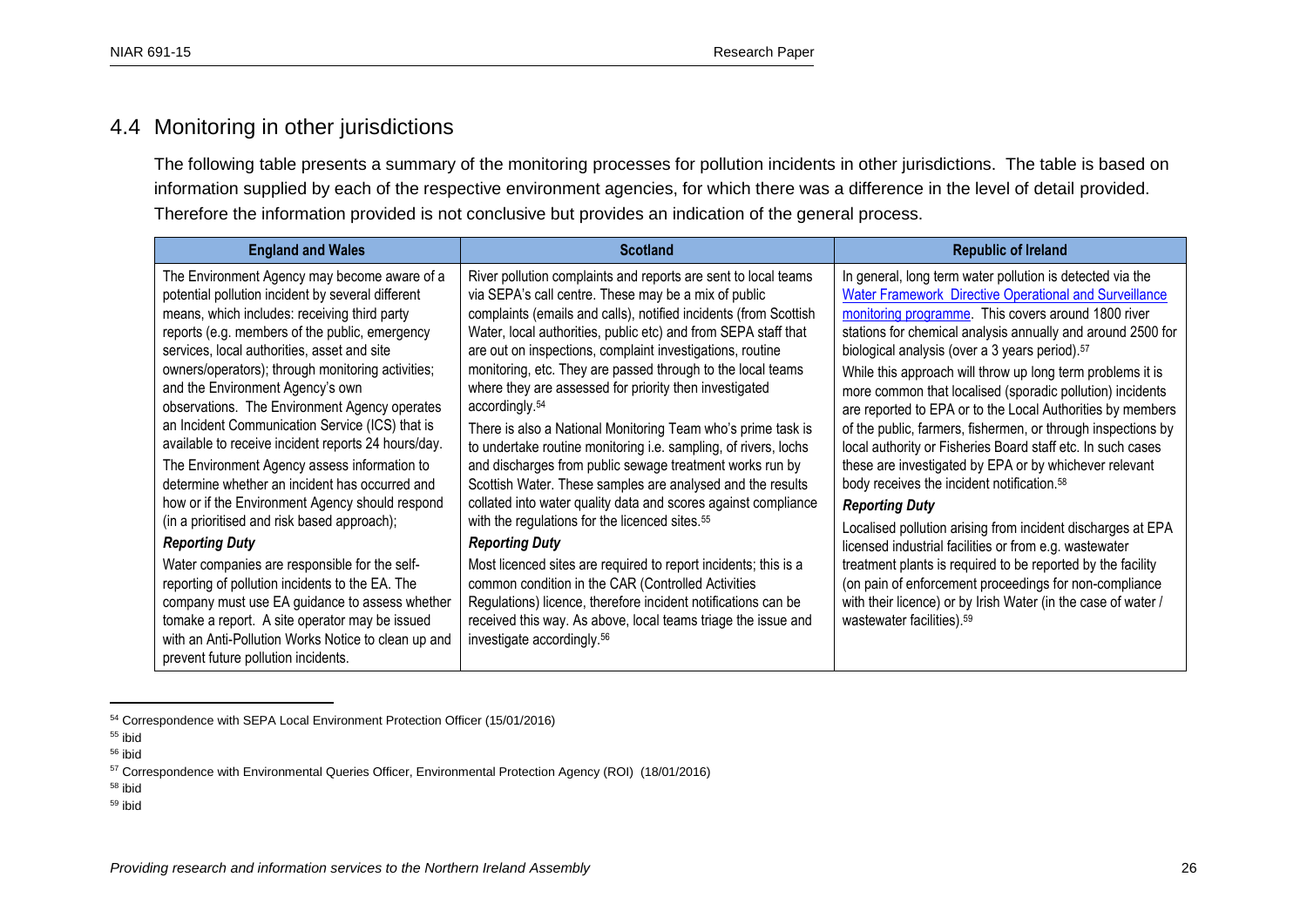## 4.4 Monitoring in other jurisdictions

The following table presents a summary of the monitoring processes for pollution incidents in other jurisdictions. The table is based on information supplied by each of the respective environment agencies, for which there was a difference in the level of detail provided. Therefore the information provided is not conclusive but provides an indication of the general process.

| England and Wales | Scotland | Republic of Ireland |
|---|---|---|
| The Environment Agency may become aware of a potential pollution incident by several different means, which includes: receiving third party reports (e.g. members of the public, emergency services, local authorities, asset and site owners/operators); through monitoring activities; and the Environment Agency's own observations. The Environment Agency operates an Incident Communication Service (ICS) that is available to receive incident reports 24 hours/day.<br><br>The Environment Agency assess information to determine whether an incident has occurred and how or if the Environment Agency should respond (in a prioritised and risk based approach);<br><br>***Reporting Duty***<br><br>Water companies are responsible for the self-reporting of pollution incidents to the EA. The company must use EA guidance to assess whether tomake a report. A site operator may be issued with an Anti-Pollution Works Notice to clean up and prevent future pollution incidents. | River pollution complaints and reports are sent to local teams via SEPA's call centre. These may be a mix of public complaints (emails and calls), notified incidents (from Scottish Water, local authorities, public etc) and from SEPA staff that are out on inspections, complaint investigations, routine monitoring, etc. They are passed through to the local teams where they are assessed for priority then investigated accordingly.[54]<br><br>There is also a National Monitoring Team who's prime task is to undertake routine monitoring i.e. sampling, of rivers, lochs and discharges from public sewage treatment works run by Scottish Water. These samples are analysed and the results collated into water quality data and scores against compliance with the regulations for the licenced sites.[55]<br><br>***Reporting Duty***<br><br>Most licenced sites are required to report incidents; this is a common condition in the CAR (Controlled Activities Regulations) licence, therefore incident notifications can be received this way. As above, local teams triage the issue and investigate accordingly.[56] | In general, long term water pollution is detected via the Water Framework Directive Operational and Surveillance monitoring programme. This covers around 1800 river stations for chemical analysis annually and around 2500 for biological analysis (over a 3 years period).[57]<br><br>While this approach will throw up long term problems it is more common that localised (sporadic pollution) incidents are reported to EPA or to the Local Authorities by members of the public, farmers, fishermen, or through inspections by local authority or Fisheries Board staff etc. In such cases these are investigated by EPA or by whichever relevant body receives the incident notification.[58]<br><br>***Reporting Duty***<br><br>Localised pollution arising from incident discharges at EPA licensed industrial facilities or from e.g. wastewater treatment plants is required to be reported by the facility (on pain of enforcement proceedings for non-compliance with their licence) or by Irish Water (in the case of water / wastewater facilities).[59] |

[54] Correspondence with SEPA Local Environment Protection Officer (15/01/2016)

[55] ibid

[56] ibid

[57] Correspondence with Environmental Queries Officer, Environmental Protection Agency (ROI) (18/01/2016)

[58] ibid

[59] ibid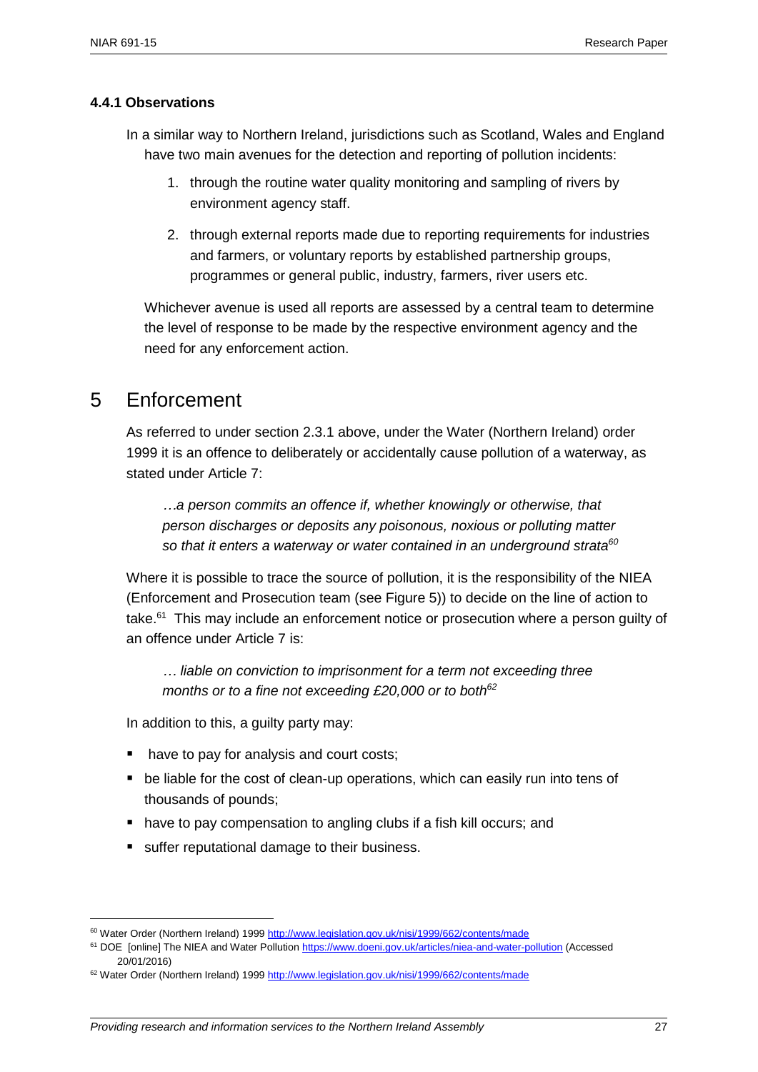### 4.4.1 Observations

In a similar way to Northern Ireland, jurisdictions such as Scotland, Wales and England have two main avenues for the detection and reporting of pollution incidents:

1. through the routine water quality monitoring and sampling of rivers by environment agency staff.
2. through external reports made due to reporting requirements for industries and farmers, or voluntary reports by established partnership groups, programmes or general public, industry, farmers, river users etc.

Whichever avenue is used all reports are assessed by a central team to determine the level of response to be made by the respective environment agency and the need for any enforcement action.

# 5 Enforcement

As referred to under section 2.3.1 above, under the Water (Northern Ireland) order 1999 it is an offence to deliberately or accidentally cause pollution of a waterway, as stated under Article 7:

> *…a person commits an offence if, whether knowingly or otherwise, that person discharges or deposits any poisonous, noxious or polluting matter so that it enters a waterway or water contained in an underground strata*[60]

Where it is possible to trace the source of pollution, it is the responsibility of the NIEA (Enforcement and Prosecution team (see Figure 5)) to decide on the line of action to take.[61] This may include an enforcement notice or prosecution where a person guilty of an offence under Article 7 is:

> *… liable on conviction to imprisonment for a term not exceeding three months or to a fine not exceeding £20,000 or to both*[62]

In addition to this, a guilty party may:

- have to pay for analysis and court costs;
- be liable for the cost of clean-up operations, which can easily run into tens of thousands of pounds;
- have to pay compensation to angling clubs if a fish kill occurs; and
- suffer reputational damage to their business.

---

[60] Water Order (Northern Ireland) 1999 http://www.legislation.gov.uk/nisi/1999/662/contents/made

[61] DOE [online] The NIEA and Water Pollution https://www.doeni.gov.uk/articles/niea-and-water-pollution (Accessed 20/01/2016)

[62] Water Order (Northern Ireland) 1999 http://www.legislation.gov.uk/nisi/1999/662/contents/made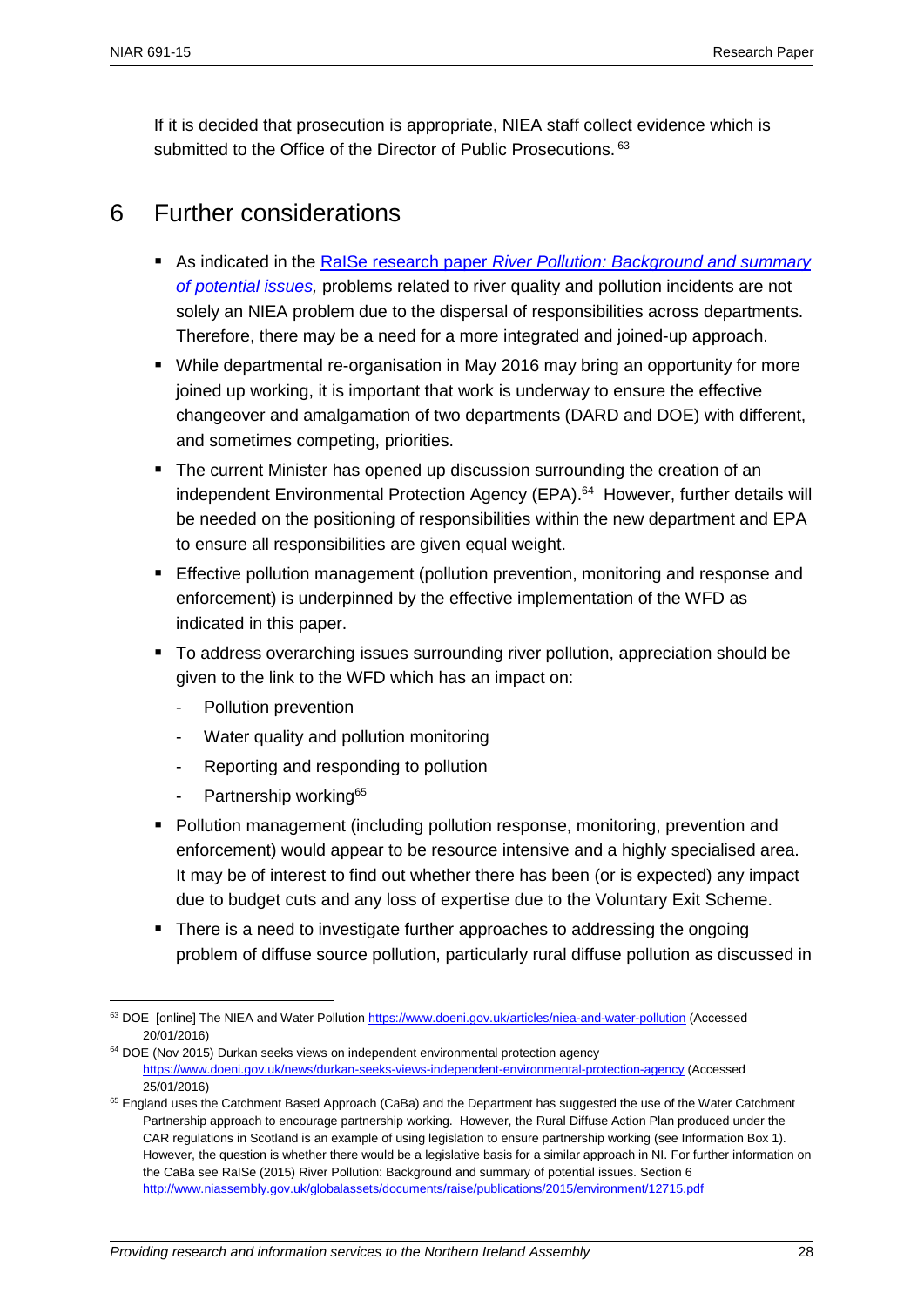If it is decided that prosecution is appropriate, NIEA staff collect evidence which is submitted to the Office of the Director of Public Prosecutions. [63]

# 6 Further considerations

- As indicated in the [RaISe research paper *River Pollution: Background and summary of potential issues*](http://www.niassembly.gov.uk/globalassets/documents/raise/publications/2015/environment/12715.pdf)*,* problems related to river quality and pollution incidents are not solely an NIEA problem due to the dispersal of responsibilities across departments. Therefore, there may be a need for a more integrated and joined-up approach.
- While departmental re-organisation in May 2016 may bring an opportunity for more joined up working, it is important that work is underway to ensure the effective changeover and amalgamation of two departments (DARD and DOE) with different, and sometimes competing, priorities.
- The current Minister has opened up discussion surrounding the creation of an independent Environmental Protection Agency (EPA).[64] However, further details will be needed on the positioning of responsibilities within the new department and EPA to ensure all responsibilities are given equal weight.
- Effective pollution management (pollution prevention, monitoring and response and enforcement) is underpinned by the effective implementation of the WFD as indicated in this paper.
- To address overarching issues surrounding river pollution, appreciation should be given to the link to the WFD which has an impact on:
  - Pollution prevention
  - Water quality and pollution monitoring
  - Reporting and responding to pollution
  - Partnership working[65]
- Pollution management (including pollution response, monitoring, prevention and enforcement) would appear to be resource intensive and a highly specialised area. It may be of interest to find out whether there has been (or is expected) any impact due to budget cuts and any loss of expertise due to the Voluntary Exit Scheme.
- There is a need to investigate further approaches to addressing the ongoing problem of diffuse source pollution, particularly rural diffuse pollution as discussed in

---

[63] DOE [online] The NIEA and Water Pollution https://www.doeni.gov.uk/articles/niea-and-water-pollution (Accessed 20/01/2016)

[64] DOE (Nov 2015) Durkan seeks views on independent environmental protection agency https://www.doeni.gov.uk/news/durkan-seeks-views-independent-environmental-protection-agency (Accessed 25/01/2016)

[65] England uses the Catchment Based Approach (CaBa) and the Department has suggested the use of the Water Catchment Partnership approach to encourage partnership working. However, the Rural Diffuse Action Plan produced under the CAR regulations in Scotland is an example of using legislation to ensure partnership working (see Information Box 1). However, the question is whether there would be a legislative basis for a similar approach in NI. For further information on the CaBa see RaISe (2015) River Pollution: Background and summary of potential issues. Section 6 http://www.niassembly.gov.uk/globalassets/documents/raise/publications/2015/environment/12715.pdf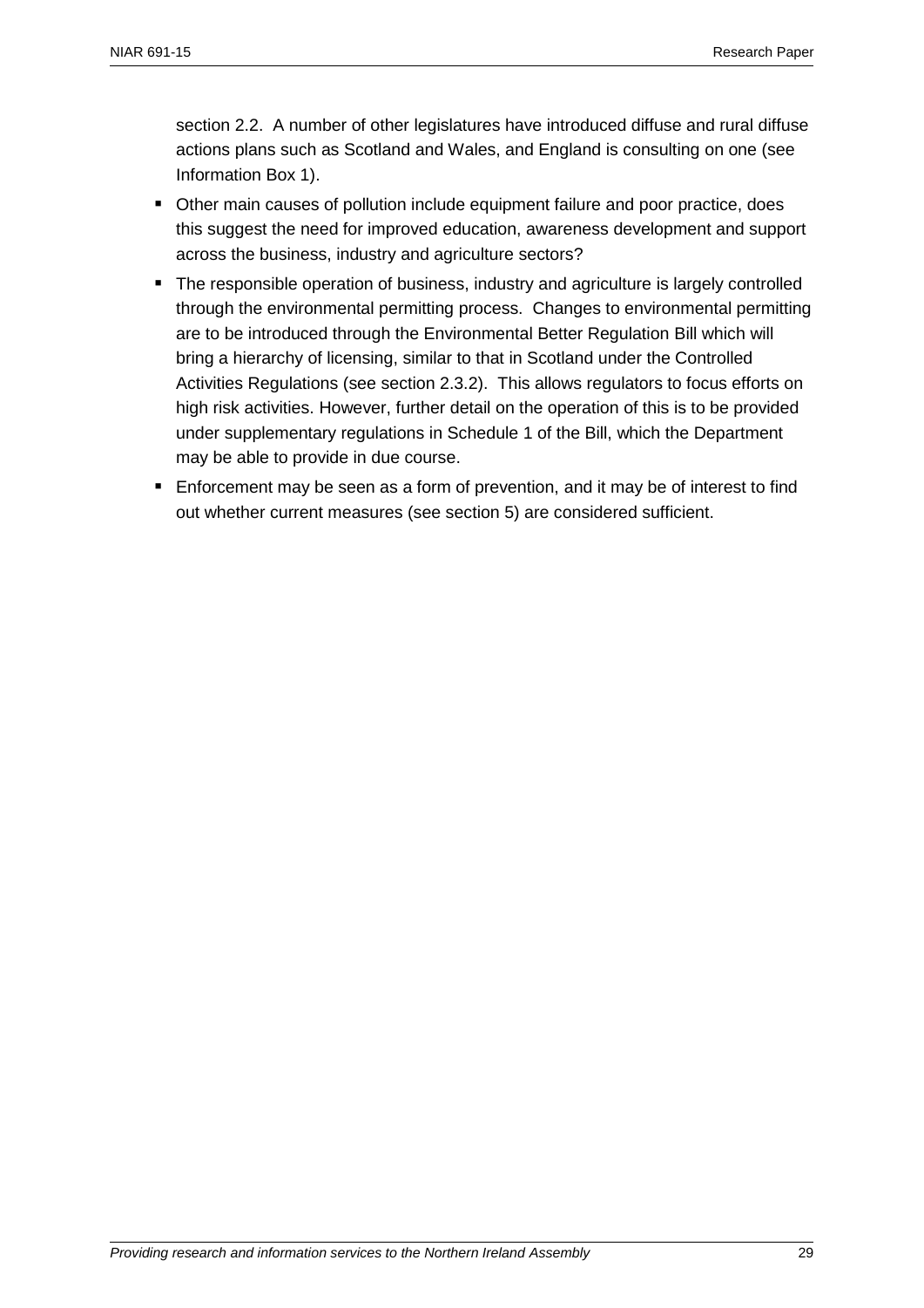section 2.2. A number of other legislatures have introduced diffuse and rural diffuse actions plans such as Scotland and Wales, and England is consulting on one (see Information Box 1).

- Other main causes of pollution include equipment failure and poor practice, does this suggest the need for improved education, awareness development and support across the business, industry and agriculture sectors?
- The responsible operation of business, industry and agriculture is largely controlled through the environmental permitting process. Changes to environmental permitting are to be introduced through the Environmental Better Regulation Bill which will bring a hierarchy of licensing, similar to that in Scotland under the Controlled Activities Regulations (see section 2.3.2). This allows regulators to focus efforts on high risk activities. However, further detail on the operation of this is to be provided under supplementary regulations in Schedule 1 of the Bill, which the Department may be able to provide in due course.
- Enforcement may be seen as a form of prevention, and it may be of interest to find out whether current measures (see section 5) are considered sufficient.